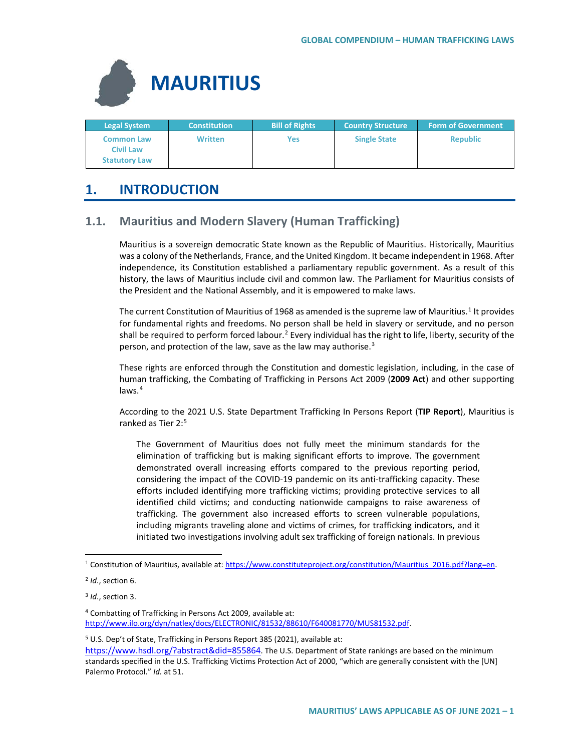# MAURITIUS

| Legal System | Constitution | Bill of Rights | Country Structure | Form of Government |
|---|---|---|---|---|
| Common Law<br>Civil Law<br>Statutory Law | Written | Yes | Single State | Republic |

## 1. INTRODUCTION

### 1.1. Mauritius and Modern Slavery (Human Trafficking)

Mauritius is a sovereign democratic State known as the Republic of Mauritius. Historically, Mauritius was a colony of the Netherlands, France, and the United Kingdom. It became independent in 1968. After independence, its Constitution established a parliamentary republic government. As a result of this history, the laws of Mauritius include civil and common law. The Parliament for Mauritius consists of the President and the National Assembly, and it is empowered to make laws.

The current Constitution of Mauritius of 1968 as amended is the supreme law of Mauritius.[1] It provides for fundamental rights and freedoms. No person shall be held in slavery or servitude, and no person shall be required to perform forced labour.[2] Every individual has the right to life, liberty, security of the person, and protection of the law, save as the law may authorise.[3]

These rights are enforced through the Constitution and domestic legislation, including, in the case of human trafficking, the Combating of Trafficking in Persons Act 2009 (**2009 Act**) and other supporting laws.[4]

According to the 2021 U.S. State Department Trafficking In Persons Report (**TIP Report**), Mauritius is ranked as Tier 2:[5]

> The Government of Mauritius does not fully meet the minimum standards for the elimination of trafficking but is making significant efforts to improve. The government demonstrated overall increasing efforts compared to the previous reporting period, considering the impact of the COVID-19 pandemic on its anti-trafficking capacity. These efforts included identifying more trafficking victims; providing protective services to all identified child victims; and conducting nationwide campaigns to raise awareness of trafficking. The government also increased efforts to screen vulnerable populations, including migrants traveling alone and victims of crimes, for trafficking indicators, and it initiated two investigations involving adult sex trafficking of foreign nationals. In previous

---

[1] Constitution of Mauritius, available at: https://www.constituteproject.org/constitution/Mauritius_2016.pdf?lang=en.

[2] *Id.*, section 6.

[3] *Id.*, section 3.

[4] Combatting of Trafficking in Persons Act 2009, available at: http://www.ilo.org/dyn/natlex/docs/ELECTRONIC/81532/88610/F640081770/MUS81532.pdf.

[5] U.S. Dep't of State, Trafficking in Persons Report 385 (2021), available at: https://www.hsdl.org/?abstract&did=855864. The U.S. Department of State rankings are based on the minimum standards specified in the U.S. Trafficking Victims Protection Act of 2000, "which are generally consistent with the [UN] Palermo Protocol." *Id.* at 51.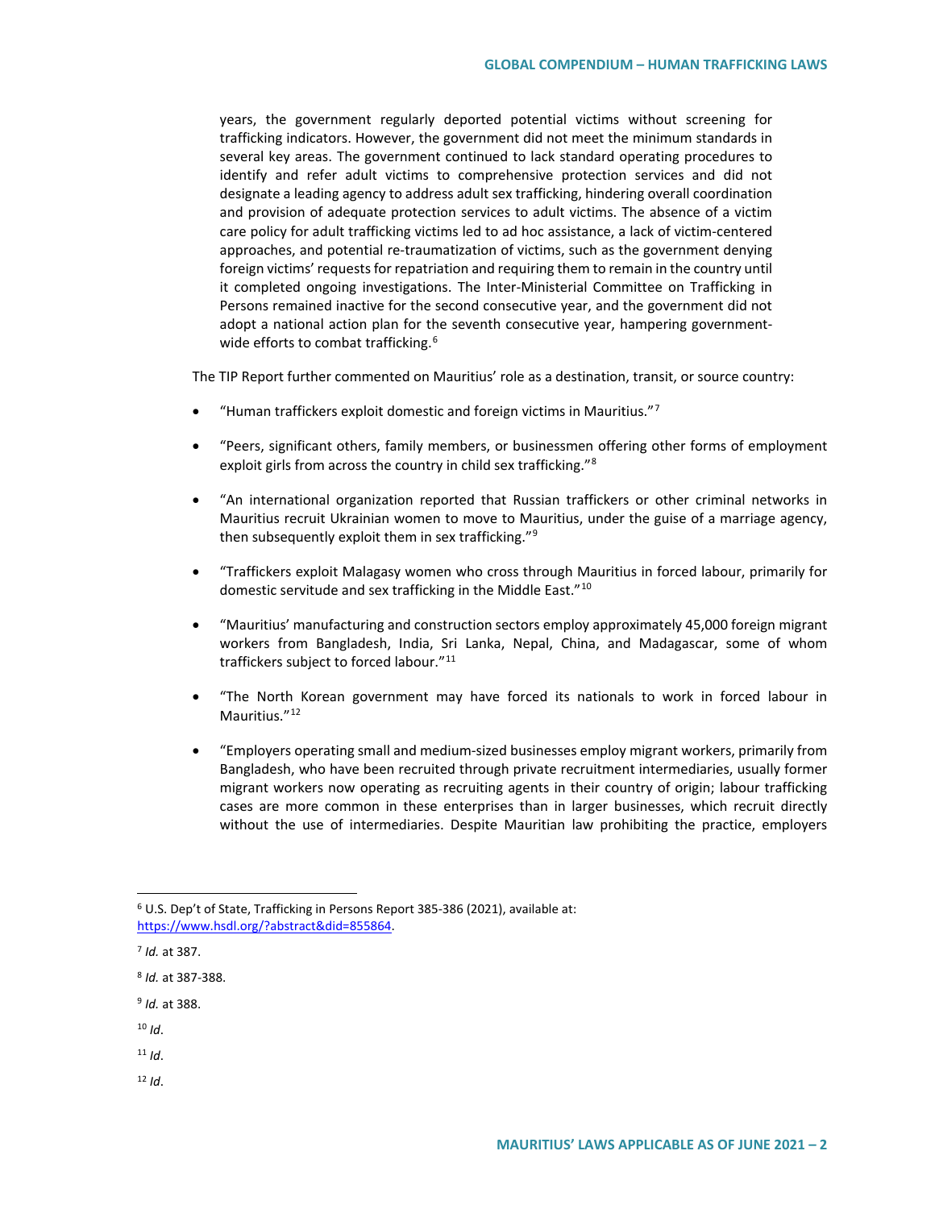> years, the government regularly deported potential victims without screening for trafficking indicators. However, the government did not meet the minimum standards in several key areas. The government continued to lack standard operating procedures to identify and refer adult victims to comprehensive protection services and did not designate a leading agency to address adult sex trafficking, hindering overall coordination and provision of adequate protection services to adult victims. The absence of a victim care policy for adult trafficking victims led to ad hoc assistance, a lack of victim-centered approaches, and potential re-traumatization of victims, such as the government denying foreign victims' requests for repatriation and requiring them to remain in the country until it completed ongoing investigations. The Inter-Ministerial Committee on Trafficking in Persons remained inactive for the second consecutive year, and the government did not adopt a national action plan for the seventh consecutive year, hampering government-wide efforts to combat trafficking.[6]

The TIP Report further commented on Mauritius' role as a destination, transit, or source country:

- "Human traffickers exploit domestic and foreign victims in Mauritius."[7]
- "Peers, significant others, family members, or businessmen offering other forms of employment exploit girls from across the country in child sex trafficking."[8]
- "An international organization reported that Russian traffickers or other criminal networks in Mauritius recruit Ukrainian women to move to Mauritius, under the guise of a marriage agency, then subsequently exploit them in sex trafficking."[9]
- "Traffickers exploit Malagasy women who cross through Mauritius in forced labour, primarily for domestic servitude and sex trafficking in the Middle East."[10]
- "Mauritius' manufacturing and construction sectors employ approximately 45,000 foreign migrant workers from Bangladesh, India, Sri Lanka, Nepal, China, and Madagascar, some of whom traffickers subject to forced labour."[11]
- "The North Korean government may have forced its nationals to work in forced labour in Mauritius."[12]
- "Employers operating small and medium-sized businesses employ migrant workers, primarily from Bangladesh, who have been recruited through private recruitment intermediaries, usually former migrant workers now operating as recruiting agents in their country of origin; labour trafficking cases are more common in these enterprises than in larger businesses, which recruit directly without the use of intermediaries. Despite Mauritian law prohibiting the practice, employers

---

[6] U.S. Dep't of State, Trafficking in Persons Report 385-386 (2021), available at: https://www.hsdl.org/?abstract&did=855864.

[7] *Id.* at 387.

[8] *Id.* at 387-388.

[9] *Id.* at 388.

[10] *Id*.

[11] *Id*.

[12] *Id*.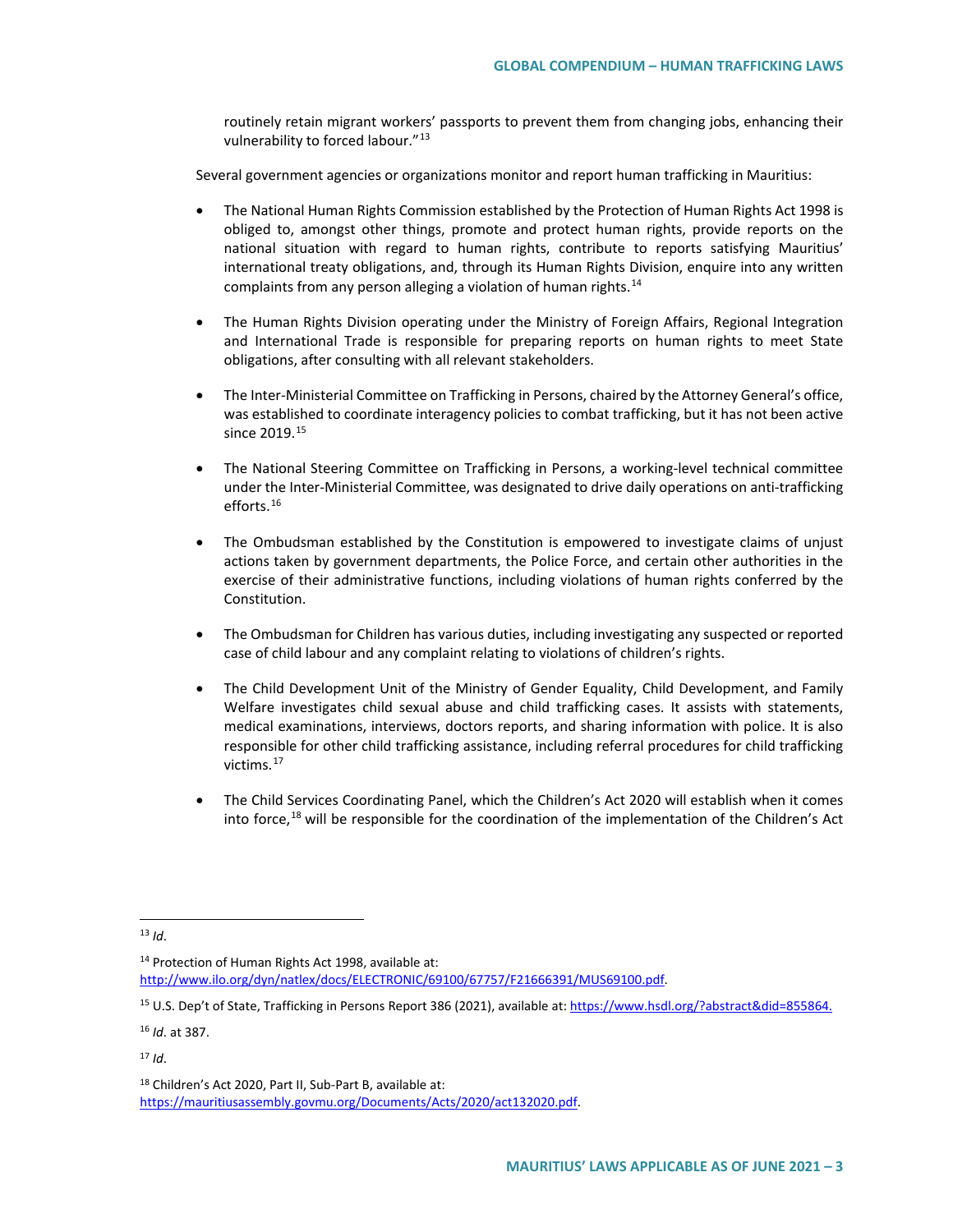routinely retain migrant workers' passports to prevent them from changing jobs, enhancing their vulnerability to forced labour."[13]

Several government agencies or organizations monitor and report human trafficking in Mauritius:

- The National Human Rights Commission established by the Protection of Human Rights Act 1998 is obliged to, amongst other things, promote and protect human rights, provide reports on the national situation with regard to human rights, contribute to reports satisfying Mauritius' international treaty obligations, and, through its Human Rights Division, enquire into any written complaints from any person alleging a violation of human rights.[14]

- The Human Rights Division operating under the Ministry of Foreign Affairs, Regional Integration and International Trade is responsible for preparing reports on human rights to meet State obligations, after consulting with all relevant stakeholders.

- The Inter-Ministerial Committee on Trafficking in Persons, chaired by the Attorney General's office, was established to coordinate interagency policies to combat trafficking, but it has not been active since 2019.[15]

- The National Steering Committee on Trafficking in Persons, a working-level technical committee under the Inter-Ministerial Committee, was designated to drive daily operations on anti-trafficking efforts.[16]

- The Ombudsman established by the Constitution is empowered to investigate claims of unjust actions taken by government departments, the Police Force, and certain other authorities in the exercise of their administrative functions, including violations of human rights conferred by the Constitution.

- The Ombudsman for Children has various duties, including investigating any suspected or reported case of child labour and any complaint relating to violations of children's rights.

- The Child Development Unit of the Ministry of Gender Equality, Child Development, and Family Welfare investigates child sexual abuse and child trafficking cases. It assists with statements, medical examinations, interviews, doctors reports, and sharing information with police. It is also responsible for other child trafficking assistance, including referral procedures for child trafficking victims.[17]

- The Child Services Coordinating Panel, which the Children's Act 2020 will establish when it comes into force,[18] will be responsible for the coordination of the implementation of the Children's Act

---

[13] *Id*.

[14] Protection of Human Rights Act 1998, available at: http://www.ilo.org/dyn/natlex/docs/ELECTRONIC/69100/67757/F21666391/MUS69100.pdf.

[15] U.S. Dep't of State, Trafficking in Persons Report 386 (2021), available at: https://www.hsdl.org/?abstract&did=855864.

[16] *Id*. at 387.

[17] *Id*.

[18] Children's Act 2020, Part II, Sub-Part B, available at: https://mauritiusassembly.govmu.org/Documents/Acts/2020/act132020.pdf.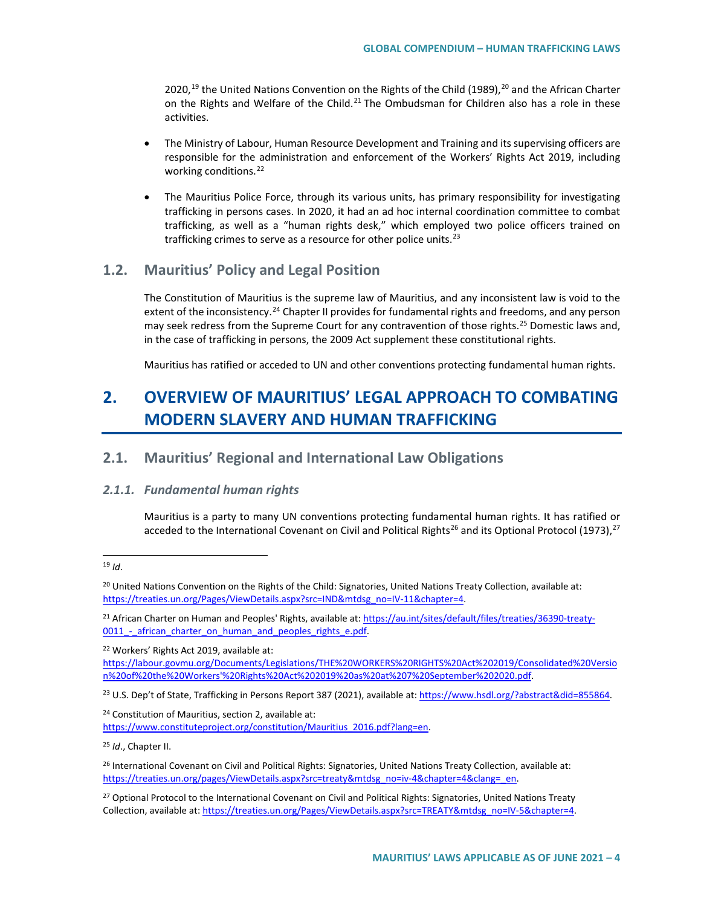2020,[19] the United Nations Convention on the Rights of the Child (1989),[20] and the African Charter on the Rights and Welfare of the Child.[21] The Ombudsman for Children also has a role in these activities.

- The Ministry of Labour, Human Resource Development and Training and its supervising officers are responsible for the administration and enforcement of the Workers' Rights Act 2019, including working conditions.[22]

- The Mauritius Police Force, through its various units, has primary responsibility for investigating trafficking in persons cases. In 2020, it had an ad hoc internal coordination committee to combat trafficking, as well as a "human rights desk," which employed two police officers trained on trafficking crimes to serve as a resource for other police units.[23]

### 1.2. Mauritius' Policy and Legal Position

The Constitution of Mauritius is the supreme law of Mauritius, and any inconsistent law is void to the extent of the inconsistency.[24] Chapter II provides for fundamental rights and freedoms, and any person may seek redress from the Supreme Court for any contravention of those rights.[25] Domestic laws and, in the case of trafficking in persons, the 2009 Act supplement these constitutional rights.

Mauritius has ratified or acceded to UN and other conventions protecting fundamental human rights.

# 2. OVERVIEW OF MAURITIUS' LEGAL APPROACH TO COMBATING MODERN SLAVERY AND HUMAN TRAFFICKING

## 2.1. Mauritius' Regional and International Law Obligations

### *2.1.1. Fundamental human rights*

Mauritius is a party to many UN conventions protecting fundamental human rights. It has ratified or acceded to the International Covenant on Civil and Political Rights[26] and its Optional Protocol (1973),[27]

---

[19] *Id*.

[20] United Nations Convention on the Rights of the Child: Signatories, United Nations Treaty Collection, available at: https://treaties.un.org/Pages/ViewDetails.aspx?src=IND&mtdsg_no=IV-11&chapter=4.

[21] African Charter on Human and Peoples' Rights, available at: https://au.int/sites/default/files/treaties/36390-treaty-0011_-_african_charter_on_human_and_peoples_rights_e.pdf.

[22] Workers' Rights Act 2019, available at: https://labour.govmu.org/Documents/Legislations/THE%20WORKERS%20RIGHTS%20Act%202019/Consolidated%20Version%20of%20the%20Workers'%20Rights%20Act%202019%20as%20at%207%20September%202020.pdf.

[23] U.S. Dep't of State, Trafficking in Persons Report 387 (2021), available at: https://www.hsdl.org/?abstract&did=855864.

[24] Constitution of Mauritius, section 2, available at: https://www.constituteproject.org/constitution/Mauritius_2016.pdf?lang=en.

[25] *Id*., Chapter II.

[26] International Covenant on Civil and Political Rights: Signatories, United Nations Treaty Collection, available at: https://treaties.un.org/pages/ViewDetails.aspx?src=treaty&mtdsg_no=iv-4&chapter=4&clang=_en.

[27] Optional Protocol to the International Covenant on Civil and Political Rights: Signatories, United Nations Treaty Collection, available at: https://treaties.un.org/Pages/ViewDetails.aspx?src=TREATY&mtdsg_no=IV-5&chapter=4.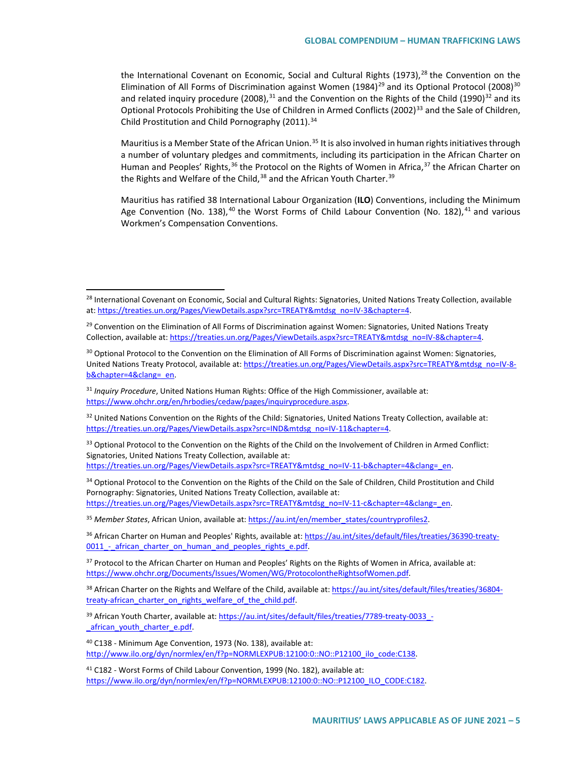the International Covenant on Economic, Social and Cultural Rights (1973),[28] the Convention on the Elimination of All Forms of Discrimination against Women (1984)[29] and its Optional Protocol (2008)[30] and related inquiry procedure (2008),[31] and the Convention on the Rights of the Child (1990)[32] and its Optional Protocols Prohibiting the Use of Children in Armed Conflicts (2002)[33] and the Sale of Children, Child Prostitution and Child Pornography (2011).[34]

Mauritius is a Member State of the African Union.[35] It is also involved in human rights initiatives through a number of voluntary pledges and commitments, including its participation in the African Charter on Human and Peoples' Rights,[36] the Protocol on the Rights of Women in Africa,[37] the African Charter on the Rights and Welfare of the Child,[38] and the African Youth Charter.[39]

Mauritius has ratified 38 International Labour Organization (**ILO**) Conventions, including the Minimum Age Convention (No. 138),[40] the Worst Forms of Child Labour Convention (No. 182),[41] and various Workmen's Compensation Conventions.

---

[28] International Covenant on Economic, Social and Cultural Rights: Signatories, United Nations Treaty Collection, available at: https://treaties.un.org/Pages/ViewDetails.aspx?src=TREATY&mtdsg_no=IV-3&chapter=4.

[29] Convention on the Elimination of All Forms of Discrimination against Women: Signatories, United Nations Treaty Collection, available at: https://treaties.un.org/Pages/ViewDetails.aspx?src=TREATY&mtdsg_no=IV-8&chapter=4.

[30] Optional Protocol to the Convention on the Elimination of All Forms of Discrimination against Women: Signatories, United Nations Treaty Protocol, available at: https://treaties.un.org/Pages/ViewDetails.aspx?src=TREATY&mtdsg_no=IV-8-b&chapter=4&clang=_en.

[31] *Inquiry Procedure*, United Nations Human Rights: Office of the High Commissioner, available at: https://www.ohchr.org/en/hrbodies/cedaw/pages/inquiryprocedure.aspx.

[32] United Nations Convention on the Rights of the Child: Signatories, United Nations Treaty Collection, available at: https://treaties.un.org/Pages/ViewDetails.aspx?src=IND&mtdsg_no=IV-11&chapter=4.

[33] Optional Protocol to the Convention on the Rights of the Child on the Involvement of Children in Armed Conflict: Signatories, United Nations Treaty Collection, available at: https://treaties.un.org/Pages/ViewDetails.aspx?src=TREATY&mtdsg_no=IV-11-b&chapter=4&clang=_en.

[34] Optional Protocol to the Convention on the Rights of the Child on the Sale of Children, Child Prostitution and Child Pornography: Signatories, United Nations Treaty Collection, available at: https://treaties.un.org/Pages/ViewDetails.aspx?src=TREATY&mtdsg_no=IV-11-c&chapter=4&clang=_en.

[35] *Member States*, African Union, available at: https://au.int/en/member_states/countryprofiles2.

[36] African Charter on Human and Peoples' Rights, available at: https://au.int/sites/default/files/treaties/36390-treaty-0011_-_african_charter_on_human_and_peoples_rights_e.pdf.

[37] Protocol to the African Charter on Human and Peoples' Rights on the Rights of Women in Africa, available at: https://www.ohchr.org/Documents/Issues/Women/WG/ProtocolontheRightsofWomen.pdf.

[38] African Charter on the Rights and Welfare of the Child, available at: https://au.int/sites/default/files/treaties/36804-treaty-african_charter_on_rights_welfare_of_the_child.pdf.

[39] African Youth Charter, available at: https://au.int/sites/default/files/treaties/7789-treaty-0033_-_african_youth_charter_e.pdf.

[40] C138 - Minimum Age Convention, 1973 (No. 138), available at: http://www.ilo.org/dyn/normlex/en/f?p=NORMLEXPUB:12100:0::NO::P12100_ilo_code:C138.

[41] C182 - Worst Forms of Child Labour Convention, 1999 (No. 182), available at: https://www.ilo.org/dyn/normlex/en/f?p=NORMLEXPUB:12100:0::NO::P12100_ILO_CODE:C182.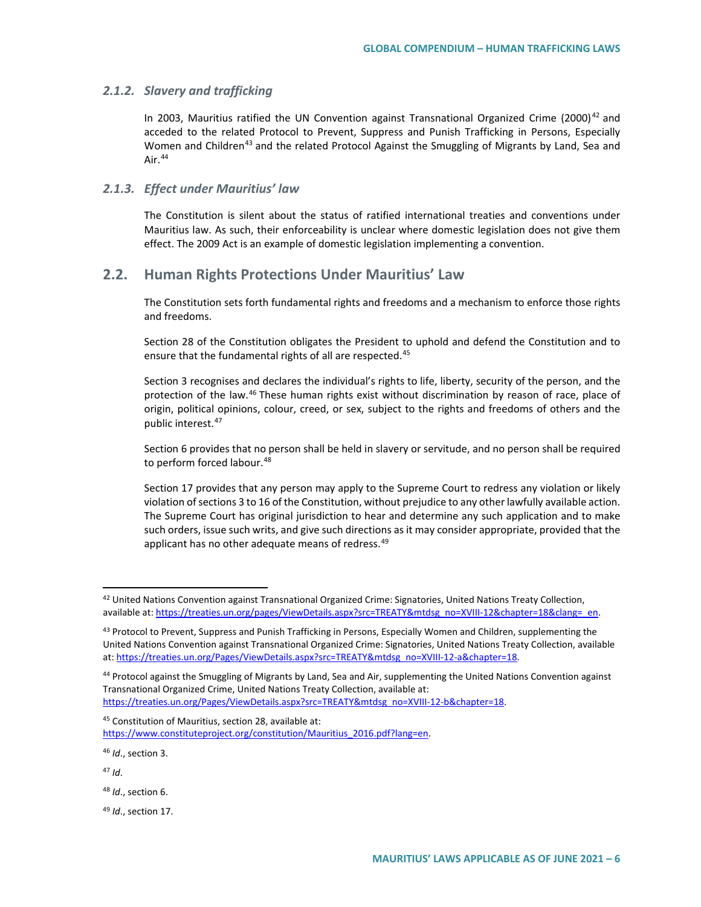### 2.1.2. *Slavery and trafficking*

In 2003, Mauritius ratified the UN Convention against Transnational Organized Crime (2000)[42] and acceded to the related Protocol to Prevent, Suppress and Punish Trafficking in Persons, Especially Women and Children[43] and the related Protocol Against the Smuggling of Migrants by Land, Sea and Air.[44]

### 2.1.3. *Effect under Mauritius' law*

The Constitution is silent about the status of ratified international treaties and conventions under Mauritius law. As such, their enforceability is unclear where domestic legislation does not give them effect. The 2009 Act is an example of domestic legislation implementing a convention.

## 2.2. Human Rights Protections Under Mauritius' Law

The Constitution sets forth fundamental rights and freedoms and a mechanism to enforce those rights and freedoms.

Section 28 of the Constitution obligates the President to uphold and defend the Constitution and to ensure that the fundamental rights of all are respected.[45]

Section 3 recognises and declares the individual's rights to life, liberty, security of the person, and the protection of the law.[46] These human rights exist without discrimination by reason of race, place of origin, political opinions, colour, creed, or sex, subject to the rights and freedoms of others and the public interest.[47]

Section 6 provides that no person shall be held in slavery or servitude, and no person shall be required to perform forced labour.[48]

Section 17 provides that any person may apply to the Supreme Court to redress any violation or likely violation of sections 3 to 16 of the Constitution, without prejudice to any other lawfully available action. The Supreme Court has original jurisdiction to hear and determine any such application and to make such orders, issue such writs, and give such directions as it may consider appropriate, provided that the applicant has no other adequate means of redress.[49]

---

[42] United Nations Convention against Transnational Organized Crime: Signatories, United Nations Treaty Collection, available at: https://treaties.un.org/pages/ViewDetails.aspx?src=TREATY&mtdsg_no=XVIII-12&chapter=18&clang=_en.

[43] Protocol to Prevent, Suppress and Punish Trafficking in Persons, Especially Women and Children, supplementing the United Nations Convention against Transnational Organized Crime: Signatories, United Nations Treaty Collection, available at: https://treaties.un.org/Pages/ViewDetails.aspx?src=TREATY&mtdsg_no=XVIII-12-a&chapter=18.

[44] Protocol against the Smuggling of Migrants by Land, Sea and Air, supplementing the United Nations Convention against Transnational Organized Crime, United Nations Treaty Collection, available at: https://treaties.un.org/Pages/ViewDetails.aspx?src=TREATY&mtdsg_no=XVIII-12-b&chapter=18.

[45] Constitution of Mauritius, section 28, available at: https://www.constituteproject.org/constitution/Mauritius_2016.pdf?lang=en.

[46] *Id*., section 3.

[47] *Id*.

[48] *Id*., section 6.

[49] *Id*., section 17.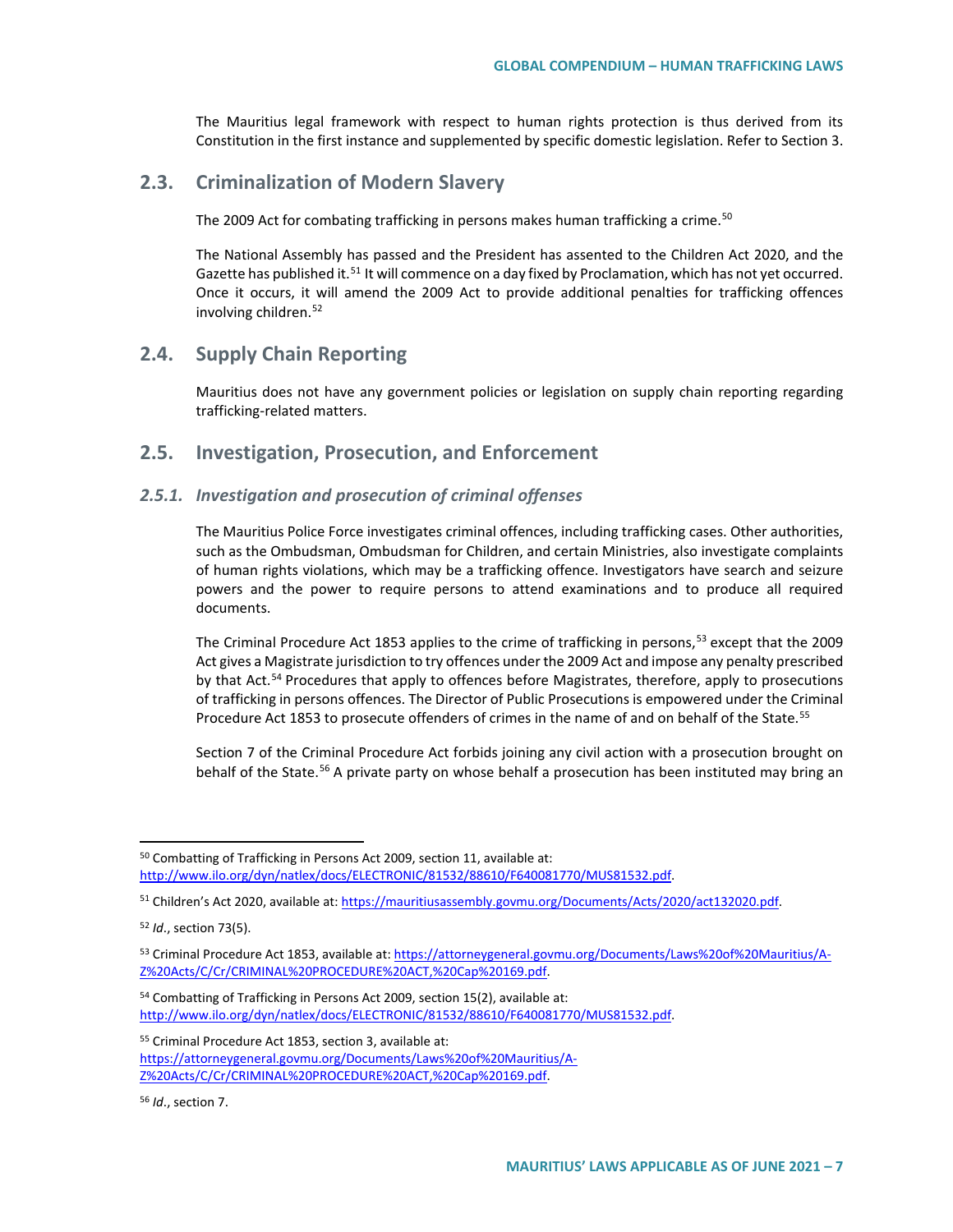The Mauritius legal framework with respect to human rights protection is thus derived from its Constitution in the first instance and supplemented by specific domestic legislation. Refer to Section 3.

## 2.3. Criminalization of Modern Slavery

The 2009 Act for combating trafficking in persons makes human trafficking a crime.[50]

The National Assembly has passed and the President has assented to the Children Act 2020, and the Gazette has published it.[51] It will commence on a day fixed by Proclamation, which has not yet occurred. Once it occurs, it will amend the 2009 Act to provide additional penalties for trafficking offences involving children.[52]

## 2.4. Supply Chain Reporting

Mauritius does not have any government policies or legislation on supply chain reporting regarding trafficking-related matters.

## 2.5. Investigation, Prosecution, and Enforcement

### *2.5.1. Investigation and prosecution of criminal offenses*

The Mauritius Police Force investigates criminal offences, including trafficking cases. Other authorities, such as the Ombudsman, Ombudsman for Children, and certain Ministries, also investigate complaints of human rights violations, which may be a trafficking offence. Investigators have search and seizure powers and the power to require persons to attend examinations and to produce all required documents.

The Criminal Procedure Act 1853 applies to the crime of trafficking in persons,[53] except that the 2009 Act gives a Magistrate jurisdiction to try offences under the 2009 Act and impose any penalty prescribed by that Act.[54] Procedures that apply to offences before Magistrates, therefore, apply to prosecutions of trafficking in persons offences. The Director of Public Prosecutions is empowered under the Criminal Procedure Act 1853 to prosecute offenders of crimes in the name of and on behalf of the State.[55]

Section 7 of the Criminal Procedure Act forbids joining any civil action with a prosecution brought on behalf of the State.[56] A private party on whose behalf a prosecution has been instituted may bring an

---

[50] Combatting of Trafficking in Persons Act 2009, section 11, available at: http://www.ilo.org/dyn/natlex/docs/ELECTRONIC/81532/88610/F640081770/MUS81532.pdf.

[51] Children's Act 2020, available at: https://mauritiusassembly.govmu.org/Documents/Acts/2020/act132020.pdf.

[52] *Id.*, section 73(5).

[53] Criminal Procedure Act 1853, available at: https://attorneygeneral.govmu.org/Documents/Laws%20of%20Mauritius/A-Z%20Acts/C/Cr/CRIMINAL%20PROCEDURE%20ACT,%20Cap%20169.pdf.

[54] Combatting of Trafficking in Persons Act 2009, section 15(2), available at: http://www.ilo.org/dyn/natlex/docs/ELECTRONIC/81532/88610/F640081770/MUS81532.pdf.

[55] Criminal Procedure Act 1853, section 3, available at: https://attorneygeneral.govmu.org/Documents/Laws%20of%20Mauritius/A-Z%20Acts/C/Cr/CRIMINAL%20PROCEDURE%20ACT,%20Cap%20169.pdf.

[56] *Id.*, section 7.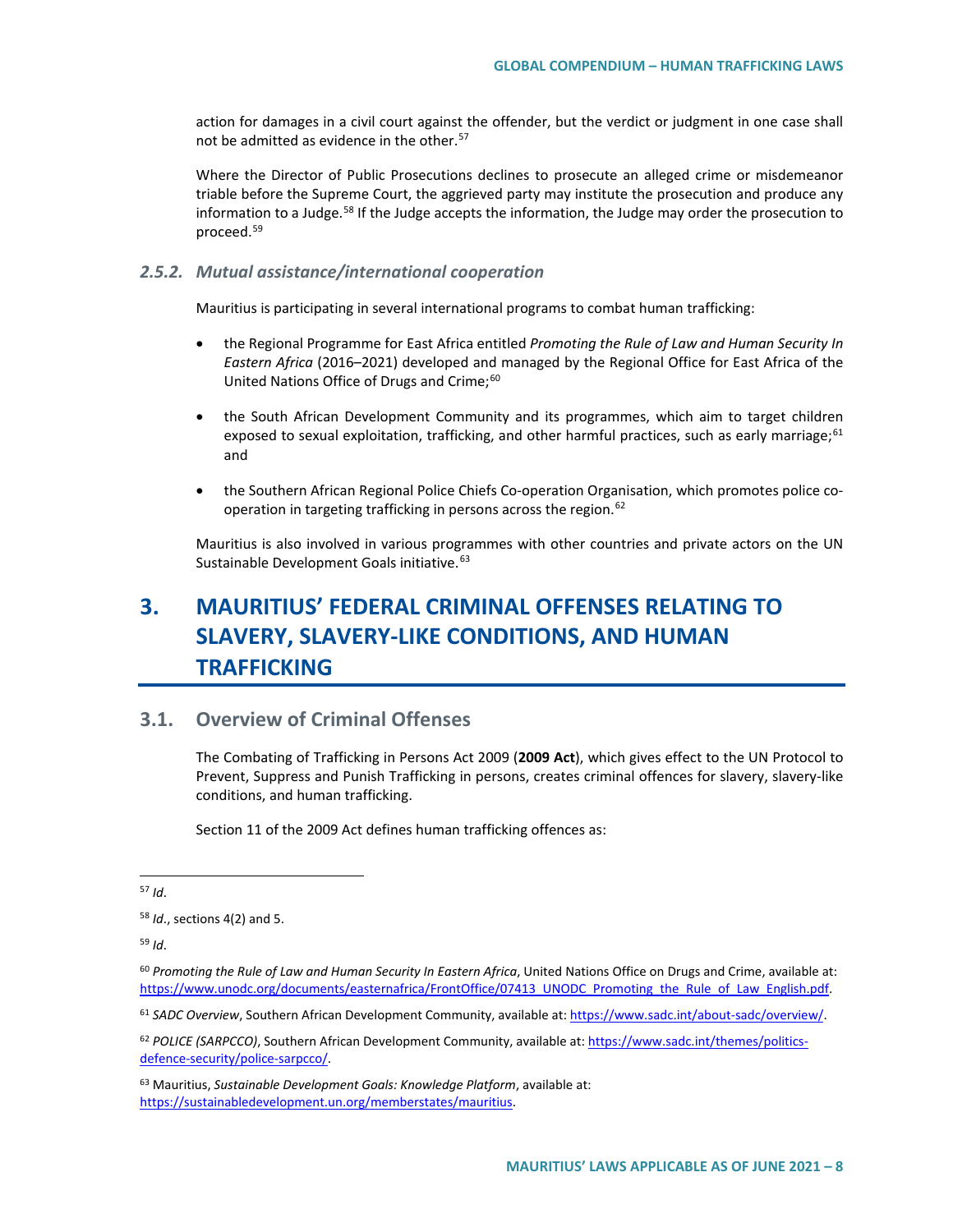action for damages in a civil court against the offender, but the verdict or judgment in one case shall not be admitted as evidence in the other.[57]

Where the Director of Public Prosecutions declines to prosecute an alleged crime or misdemeanor triable before the Supreme Court, the aggrieved party may institute the prosecution and produce any information to a Judge.[58] If the Judge accepts the information, the Judge may order the prosecution to proceed.[59]

### *2.5.2. Mutual assistance/international cooperation*

Mauritius is participating in several international programs to combat human trafficking:

- the Regional Programme for East Africa entitled *Promoting the Rule of Law and Human Security In Eastern Africa* (2016–2021) developed and managed by the Regional Office for East Africa of the United Nations Office of Drugs and Crime;[60]
- the South African Development Community and its programmes, which aim to target children exposed to sexual exploitation, trafficking, and other harmful practices, such as early marriage;[61] and
- the Southern African Regional Police Chiefs Co-operation Organisation, which promotes police co-operation in targeting trafficking in persons across the region.[62]

Mauritius is also involved in various programmes with other countries and private actors on the UN Sustainable Development Goals initiative.[63]

# 3. MAURITIUS' FEDERAL CRIMINAL OFFENSES RELATING TO SLAVERY, SLAVERY-LIKE CONDITIONS, AND HUMAN TRAFFICKING

## 3.1. Overview of Criminal Offenses

The Combating of Trafficking in Persons Act 2009 (**2009 Act**), which gives effect to the UN Protocol to Prevent, Suppress and Punish Trafficking in persons, creates criminal offences for slavery, slavery-like conditions, and human trafficking.

Section 11 of the 2009 Act defines human trafficking offences as:

---

[57] *Id*.

[58] *Id*., sections 4(2) and 5.

[59] *Id*.

[60] *Promoting the Rule of Law and Human Security In Eastern Africa*, United Nations Office on Drugs and Crime, available at: https://www.unodc.org/documents/easternafrica/FrontOffice/07413_UNODC_Promoting_the_Rule_of_Law_English.pdf.

[61] *SADC Overview*, Southern African Development Community, available at: https://www.sadc.int/about-sadc/overview/.

[62] *POLICE (SARPCCO)*, Southern African Development Community, available at: https://www.sadc.int/themes/politics-defence-security/police-sarpcco/.

[63] Mauritius, *Sustainable Development Goals: Knowledge Platform*, available at: https://sustainabledevelopment.un.org/memberstates/mauritius.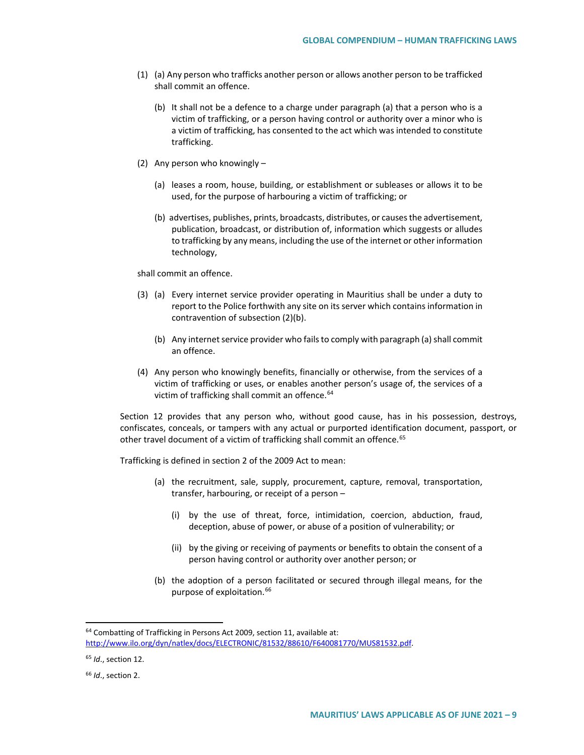(1) (a) Any person who trafficks another person or allows another person to be trafficked shall commit an offence.

  (b) It shall not be a defence to a charge under paragraph (a) that a person who is a victim of trafficking, or a person having control or authority over a minor who is a victim of trafficking, has consented to the act which was intended to constitute trafficking.

(2) Any person who knowingly –

  (a) leases a room, house, building, or establishment or subleases or allows it to be used, for the purpose of harbouring a victim of trafficking; or

  (b) advertises, publishes, prints, broadcasts, distributes, or causes the advertisement, publication, broadcast, or distribution of, information which suggests or alludes to trafficking by any means, including the use of the internet or other information technology,

shall commit an offence.

(3) (a) Every internet service provider operating in Mauritius shall be under a duty to report to the Police forthwith any site on its server which contains information in contravention of subsection (2)(b).

  (b) Any internet service provider who fails to comply with paragraph (a) shall commit an offence.

(4) Any person who knowingly benefits, financially or otherwise, from the services of a victim of trafficking or uses, or enables another person's usage of, the services of a victim of trafficking shall commit an offence.[64]

Section 12 provides that any person who, without good cause, has in his possession, destroys, confiscates, conceals, or tampers with any actual or purported identification document, passport, or other travel document of a victim of trafficking shall commit an offence.[65]

Trafficking is defined in section 2 of the 2009 Act to mean:

  (a) the recruitment, sale, supply, procurement, capture, removal, transportation, transfer, harbouring, or receipt of a person –

    (i) by the use of threat, force, intimidation, coercion, abduction, fraud, deception, abuse of power, or abuse of a position of vulnerability; or

    (ii) by the giving or receiving of payments or benefits to obtain the consent of a person having control or authority over another person; or

  (b) the adoption of a person facilitated or secured through illegal means, for the purpose of exploitation.[66]

---

[64] Combatting of Trafficking in Persons Act 2009, section 11, available at: http://www.ilo.org/dyn/natlex/docs/ELECTRONIC/81532/88610/F640081770/MUS81532.pdf.

[65] *Id*., section 12.

[66] *Id*., section 2.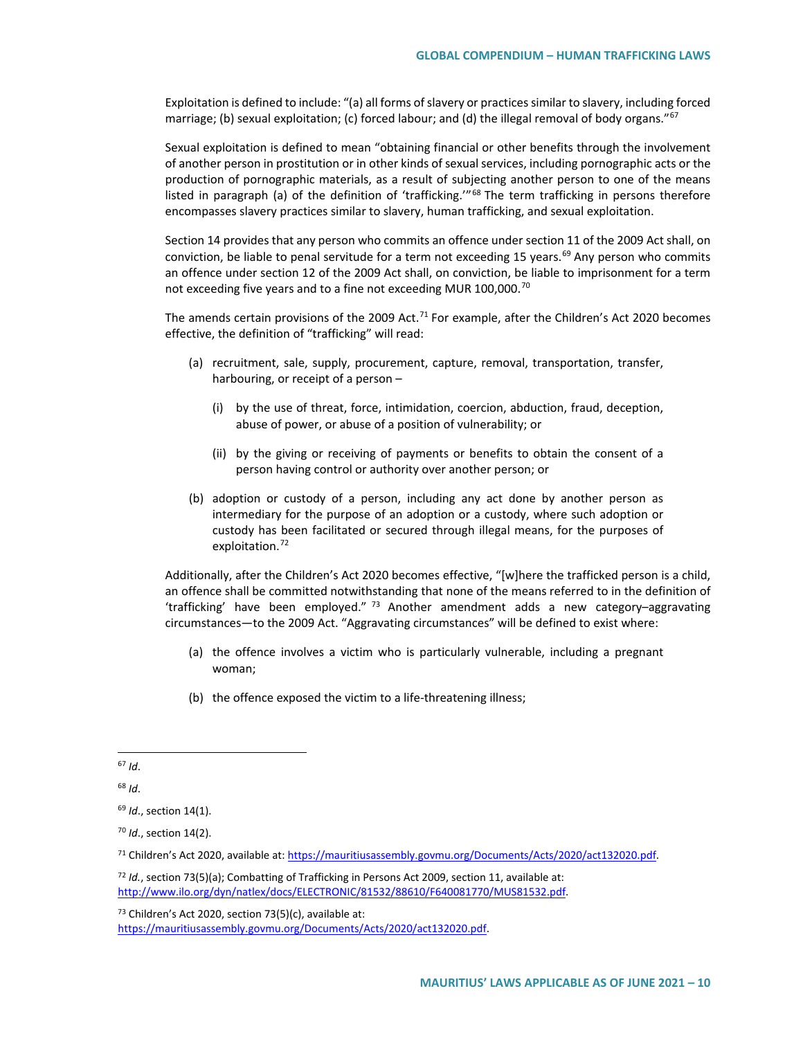Exploitation is defined to include: "(a) all forms of slavery or practices similar to slavery, including forced marriage; (b) sexual exploitation; (c) forced labour; and (d) the illegal removal of body organs."[67]

Sexual exploitation is defined to mean "obtaining financial or other benefits through the involvement of another person in prostitution or in other kinds of sexual services, including pornographic acts or the production of pornographic materials, as a result of subjecting another person to one of the means listed in paragraph (a) of the definition of 'trafficking.'"[68] The term trafficking in persons therefore encompasses slavery practices similar to slavery, human trafficking, and sexual exploitation.

Section 14 provides that any person who commits an offence under section 11 of the 2009 Act shall, on conviction, be liable to penal servitude for a term not exceeding 15 years.[69] Any person who commits an offence under section 12 of the 2009 Act shall, on conviction, be liable to imprisonment for a term not exceeding five years and to a fine not exceeding MUR 100,000.[70]

The amends certain provisions of the 2009 Act.[71] For example, after the Children's Act 2020 becomes effective, the definition of "trafficking" will read:

(a) recruitment, sale, supply, procurement, capture, removal, transportation, transfer, harbouring, or receipt of a person –

  (i) by the use of threat, force, intimidation, coercion, abduction, fraud, deception, abuse of power, or abuse of a position of vulnerability; or

  (ii) by the giving or receiving of payments or benefits to obtain the consent of a person having control or authority over another person; or

(b) adoption or custody of a person, including any act done by another person as intermediary for the purpose of an adoption or a custody, where such adoption or custody has been facilitated or secured through illegal means, for the purposes of exploitation.[72]

Additionally, after the Children's Act 2020 becomes effective, "[w]here the trafficked person is a child, an offence shall be committed notwithstanding that none of the means referred to in the definition of 'trafficking' have been employed."[73] Another amendment adds a new category–aggravating circumstances—to the 2009 Act. "Aggravating circumstances" will be defined to exist where:

(a) the offence involves a victim who is particularly vulnerable, including a pregnant woman;

(b) the offence exposed the victim to a life-threatening illness;

---

[67] *Id*.

[68] *Id*.

[69] *Id*., section 14(1).

[70] *Id*., section 14(2).

[71] Children's Act 2020, available at: https://mauritiusassembly.govmu.org/Documents/Acts/2020/act132020.pdf.

[72] *Id.*, section 73(5)(a); Combatting of Trafficking in Persons Act 2009, section 11, available at: http://www.ilo.org/dyn/natlex/docs/ELECTRONIC/81532/88610/F640081770/MUS81532.pdf.

[73] Children's Act 2020, section 73(5)(c), available at: https://mauritiusassembly.govmu.org/Documents/Acts/2020/act132020.pdf.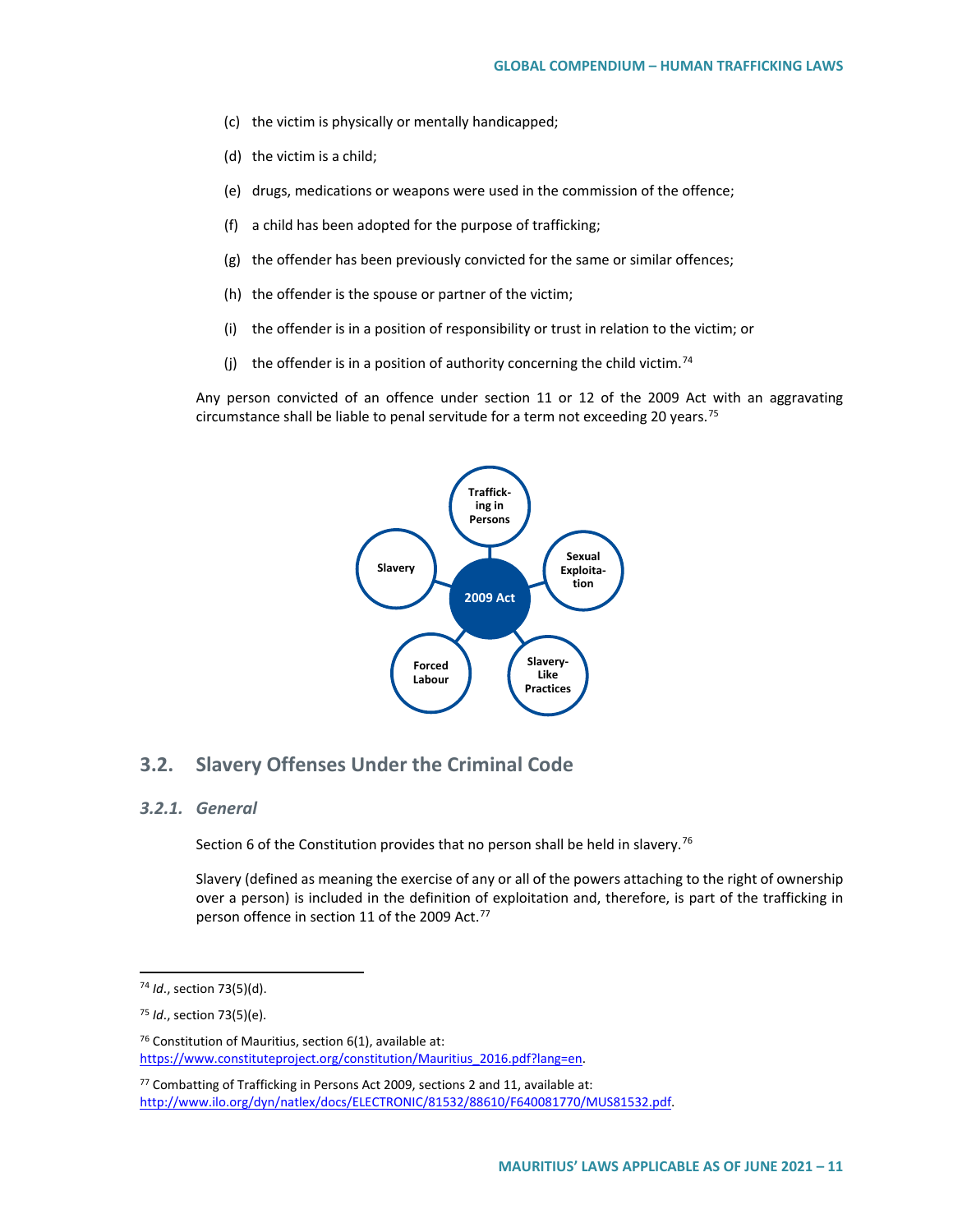(c) the victim is physically or mentally handicapped;

(d) the victim is a child;

(e) drugs, medications or weapons were used in the commission of the offence;

(f) a child has been adopted for the purpose of trafficking;

(g) the offender has been previously convicted for the same or similar offences;

(h) the offender is the spouse or partner of the victim;

(i) the offender is in a position of responsibility or trust in relation to the victim; or

(j) the offender is in a position of authority concerning the child victim.[74]

Any person convicted of an offence under section 11 or 12 of the 2009 Act with an aggravating circumstance shall be liable to penal servitude for a term not exceeding 20 years.[75]

## 3.2. Slavery Offenses Under the Criminal Code

### *3.2.1. General*

Section 6 of the Constitution provides that no person shall be held in slavery.[76]

Slavery (defined as meaning the exercise of any or all of the powers attaching to the right of ownership over a person) is included in the definition of exploitation and, therefore, is part of the trafficking in person offence in section 11 of the 2009 Act.[77]

---

[74] *Id*., section 73(5)(d).

[75] *Id*., section 73(5)(e).

[76] Constitution of Mauritius, section 6(1), available at: https://www.constituteproject.org/constitution/Mauritius_2016.pdf?lang=en.

[77] Combatting of Trafficking in Persons Act 2009, sections 2 and 11, available at: http://www.ilo.org/dyn/natlex/docs/ELECTRONIC/81532/88610/F640081770/MUS81532.pdf.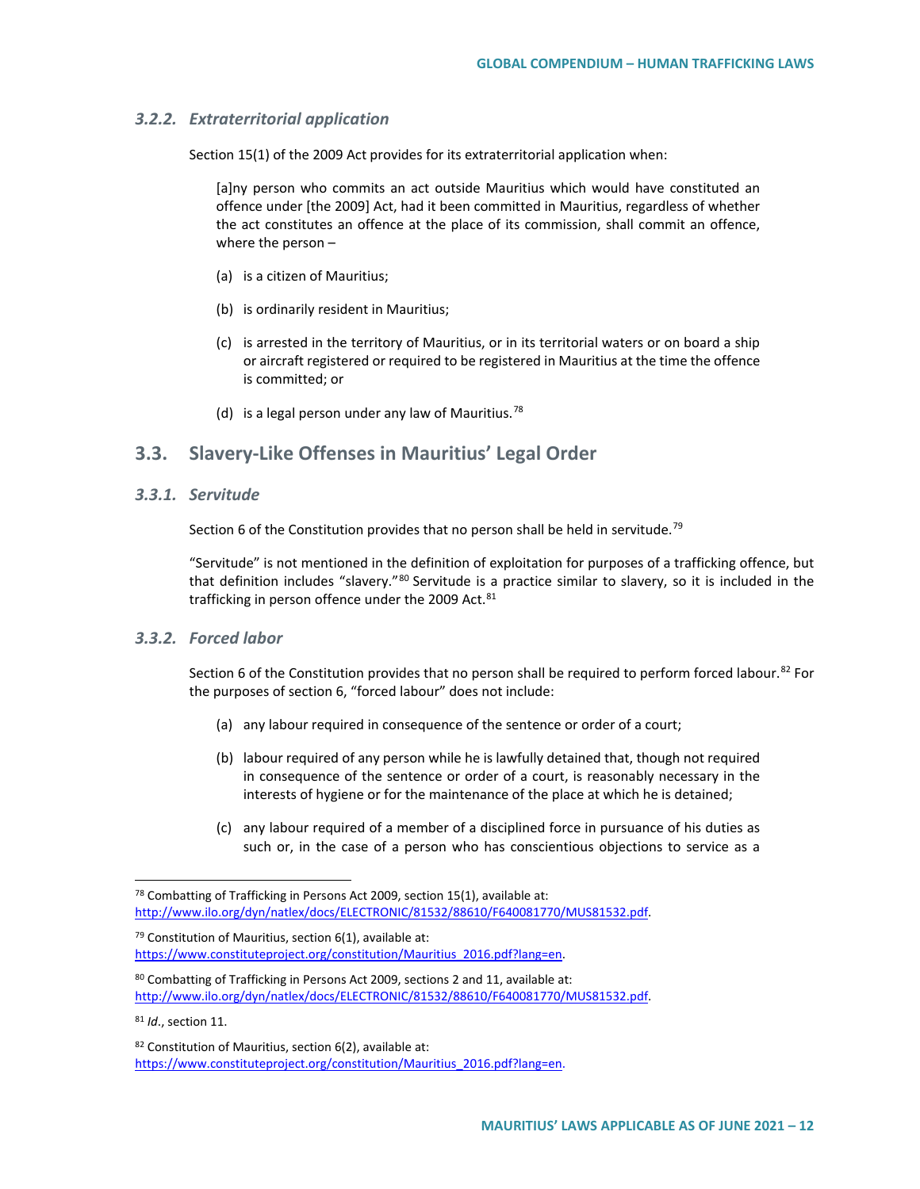### 3.2.2. Extraterritorial application

Section 15(1) of the 2009 Act provides for its extraterritorial application when:

> [a]ny person who commits an act outside Mauritius which would have constituted an offence under [the 2009] Act, had it been committed in Mauritius, regardless of whether the act constitutes an offence at the place of its commission, shall commit an offence, where the person –
>
> (a) is a citizen of Mauritius;
>
> (b) is ordinarily resident in Mauritius;
>
> (c) is arrested in the territory of Mauritius, or in its territorial waters or on board a ship or aircraft registered or required to be registered in Mauritius at the time the offence is committed; or
>
> (d) is a legal person under any law of Mauritius.[78]

## 3.3. Slavery-Like Offenses in Mauritius' Legal Order

### 3.3.1. Servitude

Section 6 of the Constitution provides that no person shall be held in servitude.[79]

"Servitude" is not mentioned in the definition of exploitation for purposes of a trafficking offence, but that definition includes "slavery."[80] Servitude is a practice similar to slavery, so it is included in the trafficking in person offence under the 2009 Act.[81]

### 3.3.2. Forced labor

Section 6 of the Constitution provides that no person shall be required to perform forced labour.[82] For the purposes of section 6, "forced labour" does not include:

(a) any labour required in consequence of the sentence or order of a court;

(b) labour required of any person while he is lawfully detained that, though not required in consequence of the sentence or order of a court, is reasonably necessary in the interests of hygiene or for the maintenance of the place at which he is detained;

(c) any labour required of a member of a disciplined force in pursuance of his duties as such or, in the case of a person who has conscientious objections to service as a

---

[78] Combatting of Trafficking in Persons Act 2009, section 15(1), available at: http://www.ilo.org/dyn/natlex/docs/ELECTRONIC/81532/88610/F640081770/MUS81532.pdf.

[79] Constitution of Mauritius, section 6(1), available at: https://www.constituteproject.org/constitution/Mauritius_2016.pdf?lang=en.

[80] Combatting of Trafficking in Persons Act 2009, sections 2 and 11, available at: http://www.ilo.org/dyn/natlex/docs/ELECTRONIC/81532/88610/F640081770/MUS81532.pdf.

[81] *Id*., section 11.

[82] Constitution of Mauritius, section 6(2), available at: https://www.constituteproject.org/constitution/Mauritius_2016.pdf?lang=en.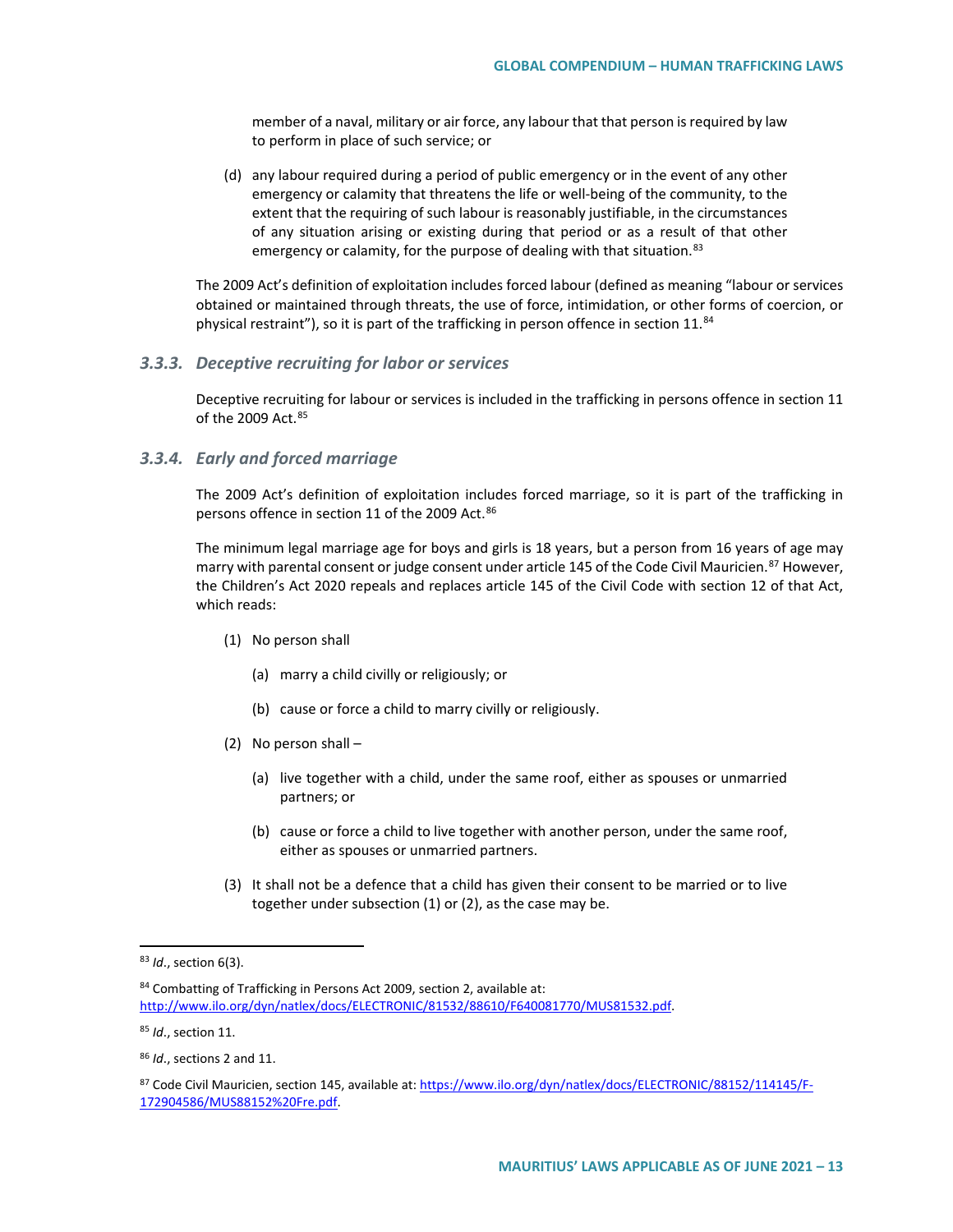member of a naval, military or air force, any labour that that person is required by law to perform in place of such service; or

(d) any labour required during a period of public emergency or in the event of any other emergency or calamity that threatens the life or well-being of the community, to the extent that the requiring of such labour is reasonably justifiable, in the circumstances of any situation arising or existing during that period or as a result of that other emergency or calamity, for the purpose of dealing with that situation.[83]

The 2009 Act's definition of exploitation includes forced labour (defined as meaning "labour or services obtained or maintained through threats, the use of force, intimidation, or other forms of coercion, or physical restraint"), so it is part of the trafficking in person offence in section 11.[84]

### *3.3.3. Deceptive recruiting for labor or services*

Deceptive recruiting for labour or services is included in the trafficking in persons offence in section 11 of the 2009 Act.[85]

### *3.3.4. Early and forced marriage*

The 2009 Act's definition of exploitation includes forced marriage, so it is part of the trafficking in persons offence in section 11 of the 2009 Act.[86]

The minimum legal marriage age for boys and girls is 18 years, but a person from 16 years of age may marry with parental consent or judge consent under article 145 of the Code Civil Mauricien.[87] However, the Children's Act 2020 repeals and replaces article 145 of the Civil Code with section 12 of that Act, which reads:

(1) No person shall

(a) marry a child civilly or religiously; or

(b) cause or force a child to marry civilly or religiously.

(2) No person shall –

(a) live together with a child, under the same roof, either as spouses or unmarried partners; or

(b) cause or force a child to live together with another person, under the same roof, either as spouses or unmarried partners.

(3) It shall not be a defence that a child has given their consent to be married or to live together under subsection (1) or (2), as the case may be.

---

[83] *Id.*, section 6(3).

[84] Combatting of Trafficking in Persons Act 2009, section 2, available at: http://www.ilo.org/dyn/natlex/docs/ELECTRONIC/81532/88610/F640081770/MUS81532.pdf.

[85] *Id.*, section 11.

[86] *Id.*, sections 2 and 11.

[87] Code Civil Mauricien, section 145, available at: https://www.ilo.org/dyn/natlex/docs/ELECTRONIC/88152/114145/F-172904586/MUS88152%20Fre.pdf.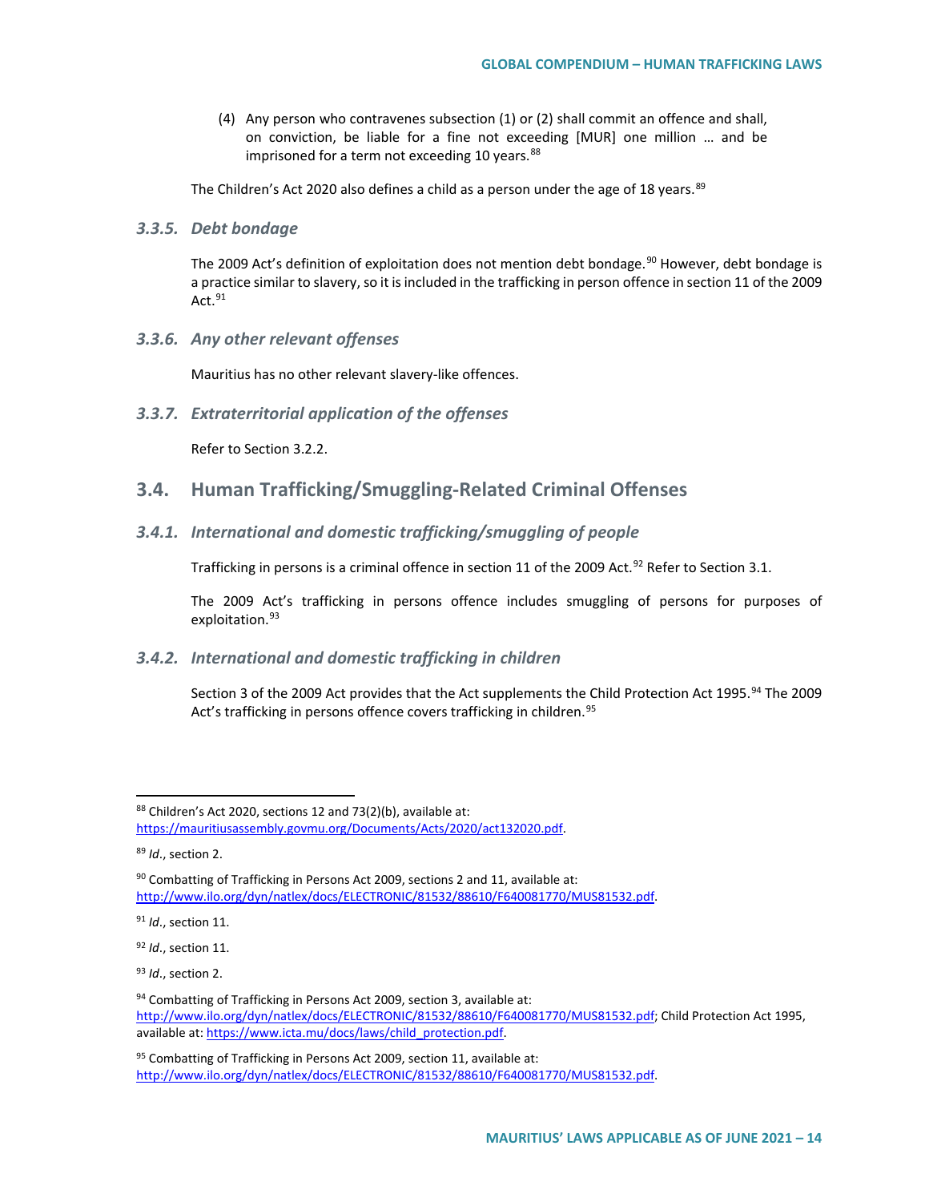(4) Any person who contravenes subsection (1) or (2) shall commit an offence and shall, on conviction, be liable for a fine not exceeding [MUR] one million … and be imprisoned for a term not exceeding 10 years.[88]

The Children's Act 2020 also defines a child as a person under the age of 18 years.[89]

### *3.3.5. Debt bondage*

The 2009 Act's definition of exploitation does not mention debt bondage.[90] However, debt bondage is a practice similar to slavery, so it is included in the trafficking in person offence in section 11 of the 2009 Act.[91]

### *3.3.6. Any other relevant offenses*

Mauritius has no other relevant slavery-like offences.

### *3.3.7. Extraterritorial application of the offenses*

Refer to Section 3.2.2.

## 3.4. Human Trafficking/Smuggling-Related Criminal Offenses

### *3.4.1. International and domestic trafficking/smuggling of people*

Trafficking in persons is a criminal offence in section 11 of the 2009 Act.[92] Refer to Section 3.1.

The 2009 Act's trafficking in persons offence includes smuggling of persons for purposes of exploitation.[93]

### *3.4.2. International and domestic trafficking in children*

Section 3 of the 2009 Act provides that the Act supplements the Child Protection Act 1995.[94] The 2009 Act's trafficking in persons offence covers trafficking in children.[95]

---

[88] Children's Act 2020, sections 12 and 73(2)(b), available at: https://mauritiusassembly.govmu.org/Documents/Acts/2020/act132020.pdf.

[89] *Id*., section 2.

[90] Combatting of Trafficking in Persons Act 2009, sections 2 and 11, available at: http://www.ilo.org/dyn/natlex/docs/ELECTRONIC/81532/88610/F640081770/MUS81532.pdf.

[91] *Id*., section 11.

[92] *Id*., section 11.

[93] *Id*., section 2.

[94] Combatting of Trafficking in Persons Act 2009, section 3, available at: http://www.ilo.org/dyn/natlex/docs/ELECTRONIC/81532/88610/F640081770/MUS81532.pdf; Child Protection Act 1995, available at: https://www.icta.mu/docs/laws/child_protection.pdf.

[95] Combatting of Trafficking in Persons Act 2009, section 11, available at: http://www.ilo.org/dyn/natlex/docs/ELECTRONIC/81532/88610/F640081770/MUS81532.pdf.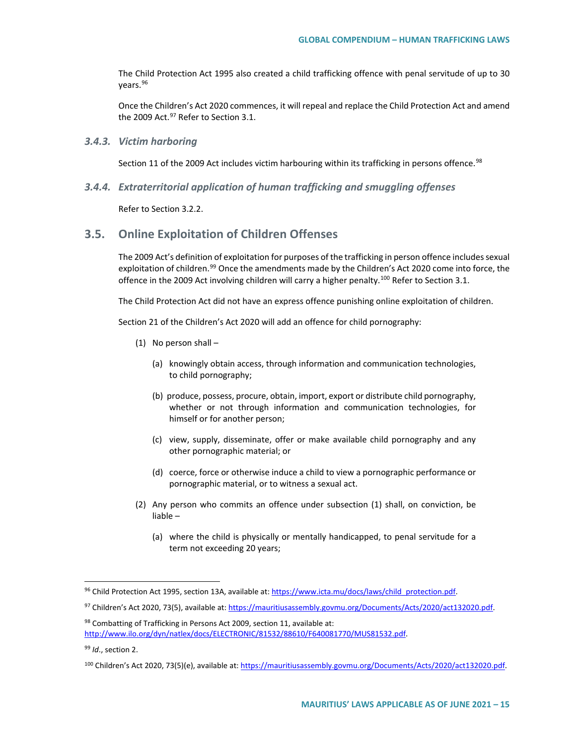The Child Protection Act 1995 also created a child trafficking offence with penal servitude of up to 30 years.[96]

Once the Children's Act 2020 commences, it will repeal and replace the Child Protection Act and amend the 2009 Act.[97] Refer to Section 3.1.

### *3.4.3. Victim harboring*

Section 11 of the 2009 Act includes victim harbouring within its trafficking in persons offence.[98]

### *3.4.4. Extraterritorial application of human trafficking and smuggling offenses*

Refer to Section 3.2.2.

## 3.5. Online Exploitation of Children Offenses

The 2009 Act's definition of exploitation for purposes of the trafficking in person offence includes sexual exploitation of children.[99] Once the amendments made by the Children's Act 2020 come into force, the offence in the 2009 Act involving children will carry a higher penalty.[100] Refer to Section 3.1.

The Child Protection Act did not have an express offence punishing online exploitation of children.

Section 21 of the Children's Act 2020 will add an offence for child pornography:

(1) No person shall –

  (a) knowingly obtain access, through information and communication technologies, to child pornography;

  (b) produce, possess, procure, obtain, import, export or distribute child pornography, whether or not through information and communication technologies, for himself or for another person;

  (c) view, supply, disseminate, offer or make available child pornography and any other pornographic material; or

  (d) coerce, force or otherwise induce a child to view a pornographic performance or pornographic material, or to witness a sexual act.

(2) Any person who commits an offence under subsection (1) shall, on conviction, be liable –

  (a) where the child is physically or mentally handicapped, to penal servitude for a term not exceeding 20 years;

---

[96] Child Protection Act 1995, section 13A, available at: https://www.icta.mu/docs/laws/child_protection.pdf.

[97] Children's Act 2020, 73(5), available at: https://mauritiusassembly.govmu.org/Documents/Acts/2020/act132020.pdf.

[98] Combatting of Trafficking in Persons Act 2009, section 11, available at: http://www.ilo.org/dyn/natlex/docs/ELECTRONIC/81532/88610/F640081770/MUS81532.pdf.

[99] *Id*., section 2.

[100] Children's Act 2020, 73(5)(e), available at: https://mauritiusassembly.govmu.org/Documents/Acts/2020/act132020.pdf.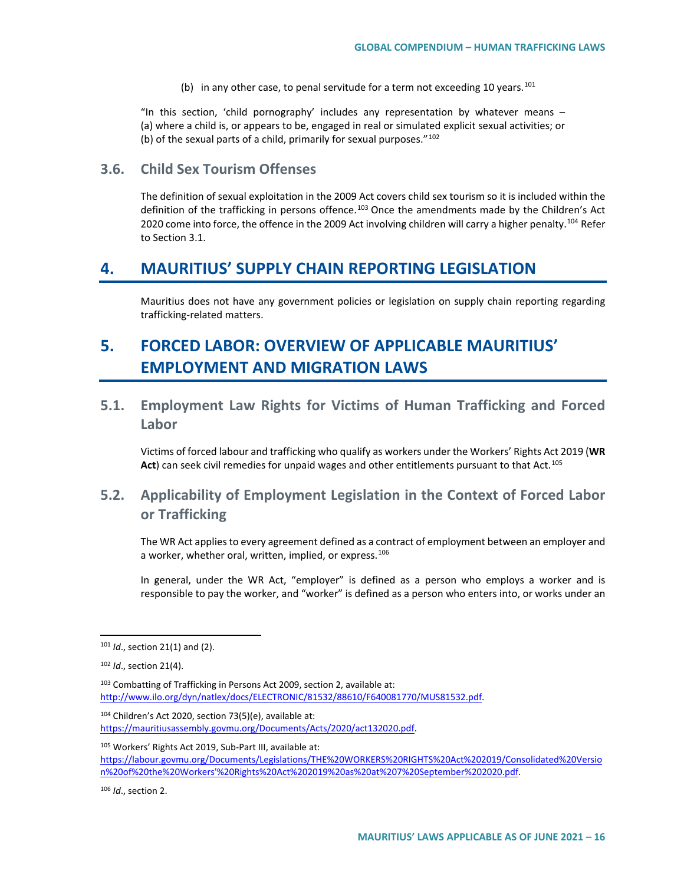(b) in any other case, to penal servitude for a term not exceeding 10 years.[101]

"In this section, 'child pornography' includes any representation by whatever means –
(a) where a child is, or appears to be, engaged in real or simulated explicit sexual activities; or
(b) of the sexual parts of a child, primarily for sexual purposes."[102]

### 3.6. Child Sex Tourism Offenses

The definition of sexual exploitation in the 2009 Act covers child sex tourism so it is included within the definition of the trafficking in persons offence.[103] Once the amendments made by the Children's Act 2020 come into force, the offence in the 2009 Act involving children will carry a higher penalty.[104] Refer to Section 3.1.

## 4. MAURITIUS' SUPPLY CHAIN REPORTING LEGISLATION

Mauritius does not have any government policies or legislation on supply chain reporting regarding trafficking-related matters.

## 5. FORCED LABOR: OVERVIEW OF APPLICABLE MAURITIUS' EMPLOYMENT AND MIGRATION LAWS

### 5.1. Employment Law Rights for Victims of Human Trafficking and Forced Labor

Victims of forced labour and trafficking who qualify as workers under the Workers' Rights Act 2019 (**WR Act**) can seek civil remedies for unpaid wages and other entitlements pursuant to that Act.[105]

### 5.2. Applicability of Employment Legislation in the Context of Forced Labor or Trafficking

The WR Act applies to every agreement defined as a contract of employment between an employer and a worker, whether oral, written, implied, or express.[106]

In general, under the WR Act, "employer" is defined as a person who employs a worker and is responsible to pay the worker, and "worker" is defined as a person who enters into, or works under an

---

[101] *Id*., section 21(1) and (2).

[102] *Id*., section 21(4).

[103] Combatting of Trafficking in Persons Act 2009, section 2, available at: http://www.ilo.org/dyn/natlex/docs/ELECTRONIC/81532/88610/F640081770/MUS81532.pdf.

[104] Children's Act 2020, section 73(5)(e), available at: https://mauritiusassembly.govmu.org/Documents/Acts/2020/act132020.pdf.

[105] Workers' Rights Act 2019, Sub-Part III, available at: https://labour.govmu.org/Documents/Legislations/THE%20WORKERS%20RIGHTS%20Act%202019/Consolidated%20Version%20of%20the%20Workers'%20Rights%20Act%202019%20as%20at%207%20September%202020.pdf.

[106] *Id*., section 2.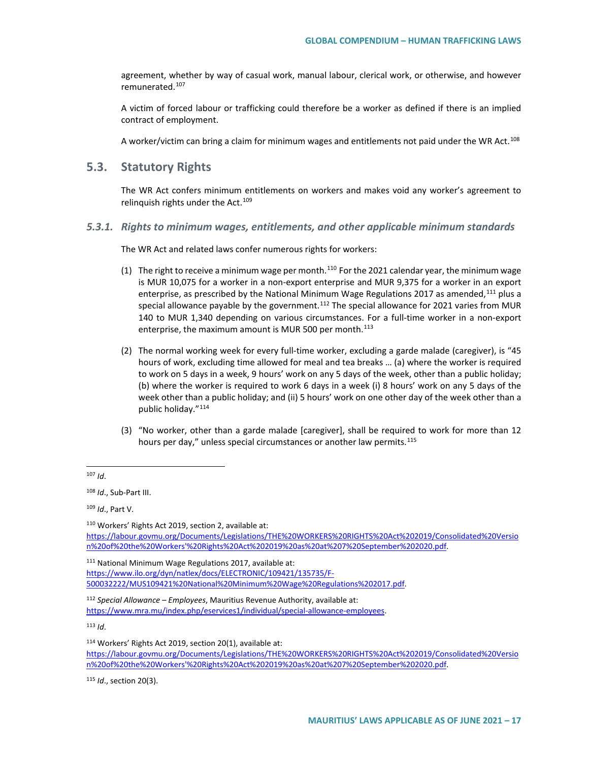agreement, whether by way of casual work, manual labour, clerical work, or otherwise, and however remunerated.[107]

A victim of forced labour or trafficking could therefore be a worker as defined if there is an implied contract of employment.

A worker/victim can bring a claim for minimum wages and entitlements not paid under the WR Act.[108]

## 5.3. Statutory Rights

The WR Act confers minimum entitlements on workers and makes void any worker's agreement to relinquish rights under the Act.[109]

### *5.3.1. Rights to minimum wages, entitlements, and other applicable minimum standards*

The WR Act and related laws confer numerous rights for workers:

(1) The right to receive a minimum wage per month.[110] For the 2021 calendar year, the minimum wage is MUR 10,075 for a worker in a non-export enterprise and MUR 9,375 for a worker in an export enterprise, as prescribed by the National Minimum Wage Regulations 2017 as amended,[111] plus a special allowance payable by the government.[112] The special allowance for 2021 varies from MUR 140 to MUR 1,340 depending on various circumstances. For a full-time worker in a non-export enterprise, the maximum amount is MUR 500 per month.[113]

(2) The normal working week for every full-time worker, excluding a garde malade (caregiver), is "45 hours of work, excluding time allowed for meal and tea breaks … (a) where the worker is required to work on 5 days in a week, 9 hours' work on any 5 days of the week, other than a public holiday; (b) where the worker is required to work 6 days in a week (i) 8 hours' work on any 5 days of the week other than a public holiday; and (ii) 5 hours' work on one other day of the week other than a public holiday."[114]

(3) "No worker, other than a garde malade [caregiver], shall be required to work for more than 12 hours per day," unless special circumstances or another law permits.[115]

---

[107] *Id*.

[108] *Id*., Sub-Part III.

[109] *Id*., Part V.

[110] Workers' Rights Act 2019, section 2, available at: https://labour.govmu.org/Documents/Legislations/THE%20WORKERS%20RIGHTS%20Act%202019/Consolidated%20Version%20of%20the%20Workers'%20Rights%20Act%202019%20as%20at%207%20September%202020.pdf.

[111] National Minimum Wage Regulations 2017, available at: https://www.ilo.org/dyn/natlex/docs/ELECTRONIC/109421/135735/F-500032222/MUS109421%20National%20Minimum%20Wage%20Regulations%202017.pdf.

[112] *Special Allowance – Employees*, Mauritius Revenue Authority, available at: https://www.mra.mu/index.php/eservices1/individual/special-allowance-employees.

[113] *Id*.

[114] Workers' Rights Act 2019, section 20(1), available at: https://labour.govmu.org/Documents/Legislations/THE%20WORKERS%20RIGHTS%20Act%202019/Consolidated%20Version%20of%20the%20Workers'%20Rights%20Act%202019%20as%20at%207%20September%202020.pdf.

[115] *Id*., section 20(3).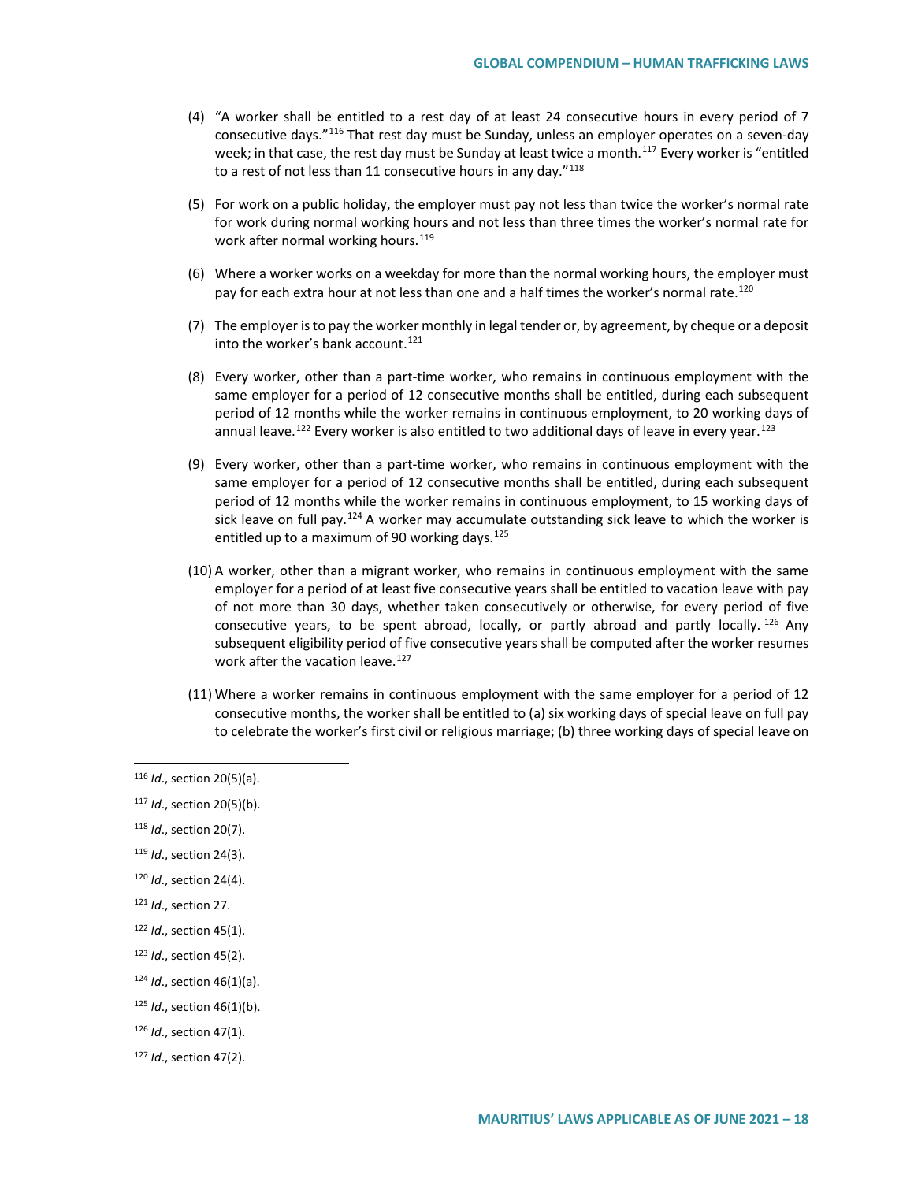(4) "A worker shall be entitled to a rest day of at least 24 consecutive hours in every period of 7 consecutive days."[116] That rest day must be Sunday, unless an employer operates on a seven-day week; in that case, the rest day must be Sunday at least twice a month.[117] Every worker is "entitled to a rest of not less than 11 consecutive hours in any day."[118]

(5) For work on a public holiday, the employer must pay not less than twice the worker's normal rate for work during normal working hours and not less than three times the worker's normal rate for work after normal working hours.[119]

(6) Where a worker works on a weekday for more than the normal working hours, the employer must pay for each extra hour at not less than one and a half times the worker's normal rate.[120]

(7) The employer is to pay the worker monthly in legal tender or, by agreement, by cheque or a deposit into the worker's bank account.[121]

(8) Every worker, other than a part-time worker, who remains in continuous employment with the same employer for a period of 12 consecutive months shall be entitled, during each subsequent period of 12 months while the worker remains in continuous employment, to 20 working days of annual leave.[122] Every worker is also entitled to two additional days of leave in every year.[123]

(9) Every worker, other than a part-time worker, who remains in continuous employment with the same employer for a period of 12 consecutive months shall be entitled, during each subsequent period of 12 months while the worker remains in continuous employment, to 15 working days of sick leave on full pay.[124] A worker may accumulate outstanding sick leave to which the worker is entitled up to a maximum of 90 working days.[125]

(10) A worker, other than a migrant worker, who remains in continuous employment with the same employer for a period of at least five consecutive years shall be entitled to vacation leave with pay of not more than 30 days, whether taken consecutively or otherwise, for every period of five consecutive years, to be spent abroad, locally, or partly abroad and partly locally.[126] Any subsequent eligibility period of five consecutive years shall be computed after the worker resumes work after the vacation leave.[127]

(11) Where a worker remains in continuous employment with the same employer for a period of 12 consecutive months, the worker shall be entitled to (a) six working days of special leave on full pay to celebrate the worker's first civil or religious marriage; (b) three working days of special leave on

---

[116] *Id*., section 20(5)(a).

[117] *Id*., section 20(5)(b).

[118] *Id*., section 20(7).

[119] *Id*., section 24(3).

[120] *Id*., section 24(4).

[121] *Id*., section 27.

[122] *Id*., section 45(1).

[123] *Id*., section 45(2).

[124] *Id*., section 46(1)(a).

[125] *Id*., section 46(1)(b).

[126] *Id*., section 47(1).

[127] *Id*., section 47(2).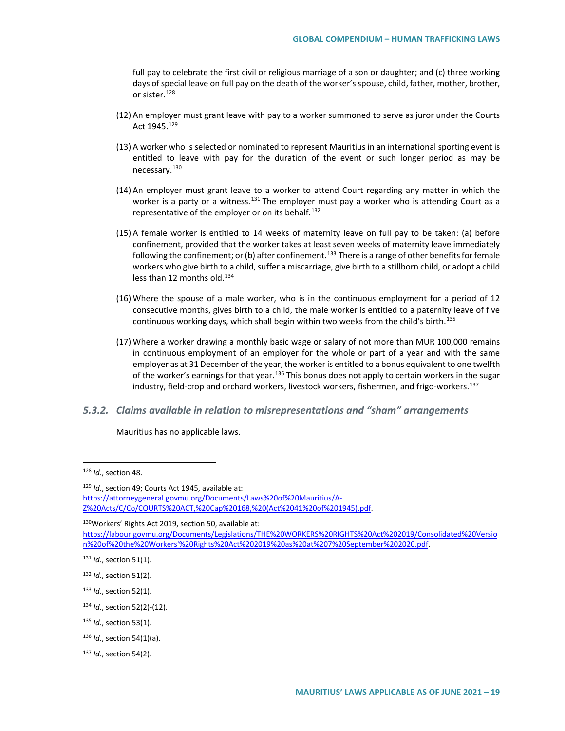full pay to celebrate the first civil or religious marriage of a son or daughter; and (c) three working days of special leave on full pay on the death of the worker's spouse, child, father, mother, brother, or sister.[128]

(12) An employer must grant leave with pay to a worker summoned to serve as juror under the Courts Act 1945.[129]

(13) A worker who is selected or nominated to represent Mauritius in an international sporting event is entitled to leave with pay for the duration of the event or such longer period as may be necessary.[130]

(14) An employer must grant leave to a worker to attend Court regarding any matter in which the worker is a party or a witness.[131] The employer must pay a worker who is attending Court as a representative of the employer or on its behalf.[132]

(15) A female worker is entitled to 14 weeks of maternity leave on full pay to be taken: (a) before confinement, provided that the worker takes at least seven weeks of maternity leave immediately following the confinement; or (b) after confinement.[133] There is a range of other benefits for female workers who give birth to a child, suffer a miscarriage, give birth to a stillborn child, or adopt a child less than 12 months old.[134]

(16) Where the spouse of a male worker, who is in the continuous employment for a period of 12 consecutive months, gives birth to a child, the male worker is entitled to a paternity leave of five continuous working days, which shall begin within two weeks from the child's birth.[135]

(17) Where a worker drawing a monthly basic wage or salary of not more than MUR 100,000 remains in continuous employment of an employer for the whole or part of a year and with the same employer as at 31 December of the year, the worker is entitled to a bonus equivalent to one twelfth of the worker's earnings for that year.[136] This bonus does not apply to certain workers in the sugar industry, field-crop and orchard workers, livestock workers, fishermen, and frigo-workers.[137]

### *5.3.2. Claims available in relation to misrepresentations and "sham" arrangements*

Mauritius has no applicable laws.

---

[128] *Id*., section 48.

[129] *Id*., section 49; Courts Act 1945, available at: https://attorneygeneral.govmu.org/Documents/Laws%20of%20Mauritius/A-Z%20Acts/C/Co/COURTS%20ACT,%20Cap%20168,%20(Act%2041%20of%201945).pdf.

[130] Workers' Rights Act 2019, section 50, available at: https://labour.govmu.org/Documents/Legislations/THE%20WORKERS%20RIGHTS%20Act%202019/Consolidated%20Version%20of%20the%20Workers'%20Rights%20Act%202019%20as%20at%207%20September%202020.pdf.

[131] *Id*., section 51(1).

[132] *Id*., section 51(2).

[133] *Id*., section 52(1).

[134] *Id*., section 52(2)-(12).

[135] *Id*., section 53(1).

[136] *Id*., section 54(1)(a).

[137] *Id*., section 54(2).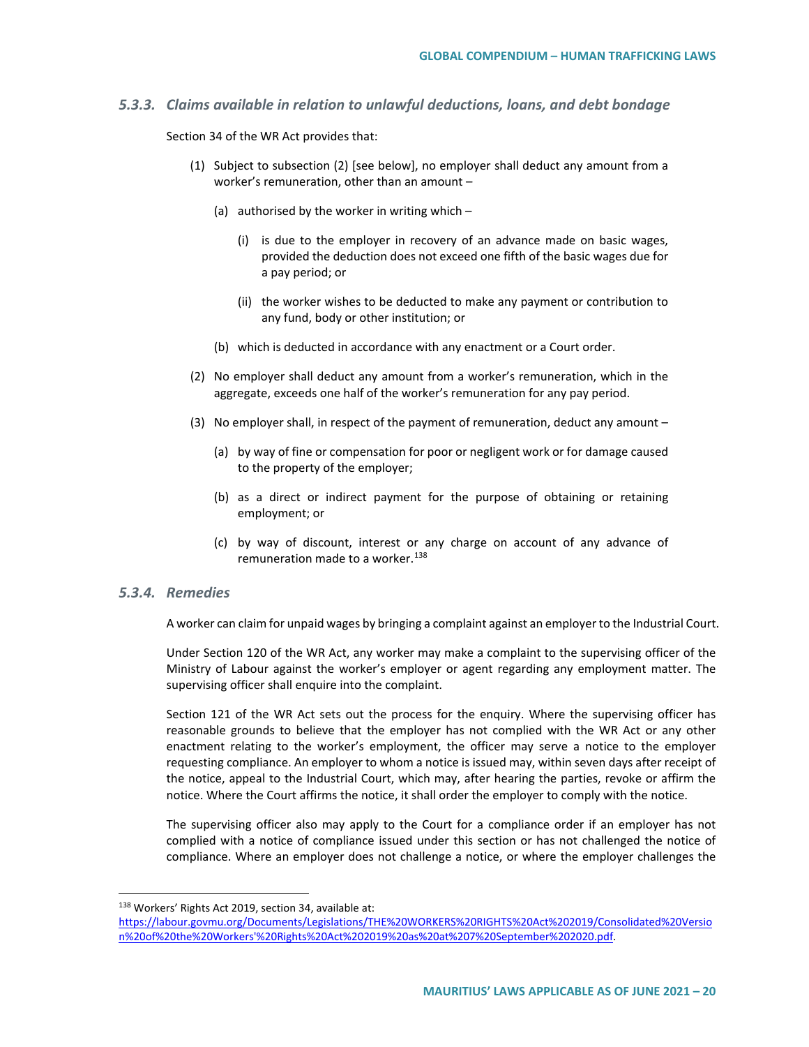### *5.3.3. Claims available in relation to unlawful deductions, loans, and debt bondage*

Section 34 of the WR Act provides that:

(1) Subject to subsection (2) [see below], no employer shall deduct any amount from a worker's remuneration, other than an amount –

   (a) authorised by the worker in writing which –

      (i) is due to the employer in recovery of an advance made on basic wages, provided the deduction does not exceed one fifth of the basic wages due for a pay period; or

      (ii) the worker wishes to be deducted to make any payment or contribution to any fund, body or other institution; or

   (b) which is deducted in accordance with any enactment or a Court order.

(2) No employer shall deduct any amount from a worker's remuneration, which in the aggregate, exceeds one half of the worker's remuneration for any pay period.

(3) No employer shall, in respect of the payment of remuneration, deduct any amount –

   (a) by way of fine or compensation for poor or negligent work or for damage caused to the property of the employer;

   (b) as a direct or indirect payment for the purpose of obtaining or retaining employment; or

   (c) by way of discount, interest or any charge on account of any advance of remuneration made to a worker.[138]

### *5.3.4. Remedies*

A worker can claim for unpaid wages by bringing a complaint against an employer to the Industrial Court.

Under Section 120 of the WR Act, any worker may make a complaint to the supervising officer of the Ministry of Labour against the worker's employer or agent regarding any employment matter. The supervising officer shall enquire into the complaint.

Section 121 of the WR Act sets out the process for the enquiry. Where the supervising officer has reasonable grounds to believe that the employer has not complied with the WR Act or any other enactment relating to the worker's employment, the officer may serve a notice to the employer requesting compliance. An employer to whom a notice is issued may, within seven days after receipt of the notice, appeal to the Industrial Court, which may, after hearing the parties, revoke or affirm the notice. Where the Court affirms the notice, it shall order the employer to comply with the notice.

The supervising officer also may apply to the Court for a compliance order if an employer has not complied with a notice of compliance issued under this section or has not challenged the notice of compliance. Where an employer does not challenge a notice, or where the employer challenges the

---

[138] Workers' Rights Act 2019, section 34, available at: https://labour.govmu.org/Documents/Legislations/THE%20WORKERS%20RIGHTS%20Act%202019/Consolidated%20Version%20of%20the%20Workers'%20Rights%20Act%202019%20as%20at%207%20September%202020.pdf.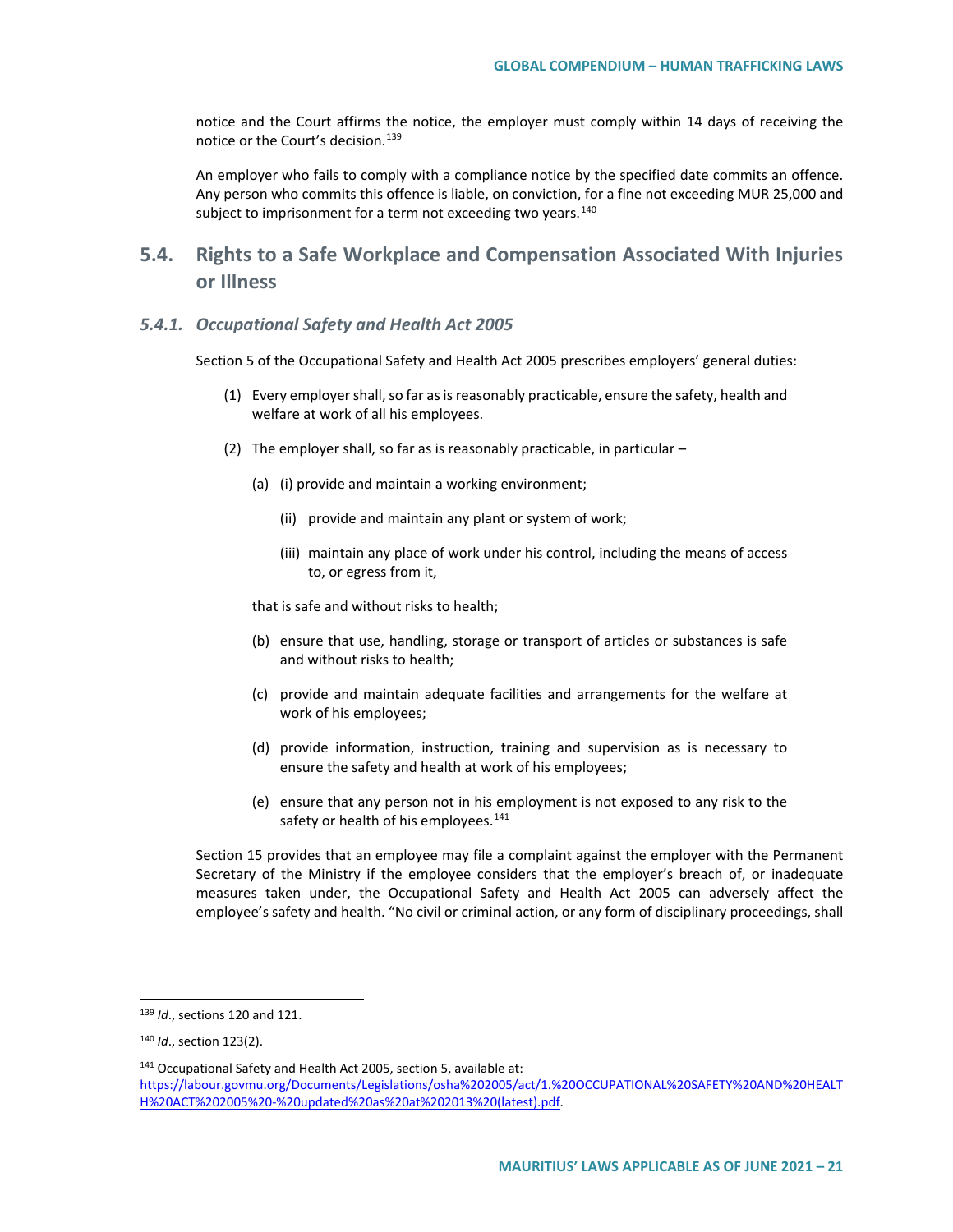notice and the Court affirms the notice, the employer must comply within 14 days of receiving the notice or the Court's decision.[139]

An employer who fails to comply with a compliance notice by the specified date commits an offence. Any person who commits this offence is liable, on conviction, for a fine not exceeding MUR 25,000 and subject to imprisonment for a term not exceeding two years.[140]

## 5.4. Rights to a Safe Workplace and Compensation Associated With Injuries or Illness

### *5.4.1. Occupational Safety and Health Act 2005*

Section 5 of the Occupational Safety and Health Act 2005 prescribes employers' general duties:

> (1) Every employer shall, so far as is reasonably practicable, ensure the safety, health and welfare at work of all his employees.
>
> (2) The employer shall, so far as is reasonably practicable, in particular –
>
> (a) (i) provide and maintain a working environment;
>
> (ii) provide and maintain any plant or system of work;
>
> (iii) maintain any place of work under his control, including the means of access to, or egress from it,
>
> that is safe and without risks to health;
>
> (b) ensure that use, handling, storage or transport of articles or substances is safe and without risks to health;
>
> (c) provide and maintain adequate facilities and arrangements for the welfare at work of his employees;
>
> (d) provide information, instruction, training and supervision as is necessary to ensure the safety and health at work of his employees;
>
> (e) ensure that any person not in his employment is not exposed to any risk to the safety or health of his employees.[141]

Section 15 provides that an employee may file a complaint against the employer with the Permanent Secretary of the Ministry if the employee considers that the employer's breach of, or inadequate measures taken under, the Occupational Safety and Health Act 2005 can adversely affect the employee's safety and health. "No civil or criminal action, or any form of disciplinary proceedings, shall

---

[139] *Id*., sections 120 and 121.

[140] *Id*., section 123(2).

[141] Occupational Safety and Health Act 2005, section 5, available at: https://labour.govmu.org/Documents/Legislations/osha%202005/act/1.%20OCCUPATIONAL%20SAFETY%20AND%20HEALTH%20ACT%202005%20-%20updated%20as%20at%202013%20(latest).pdf.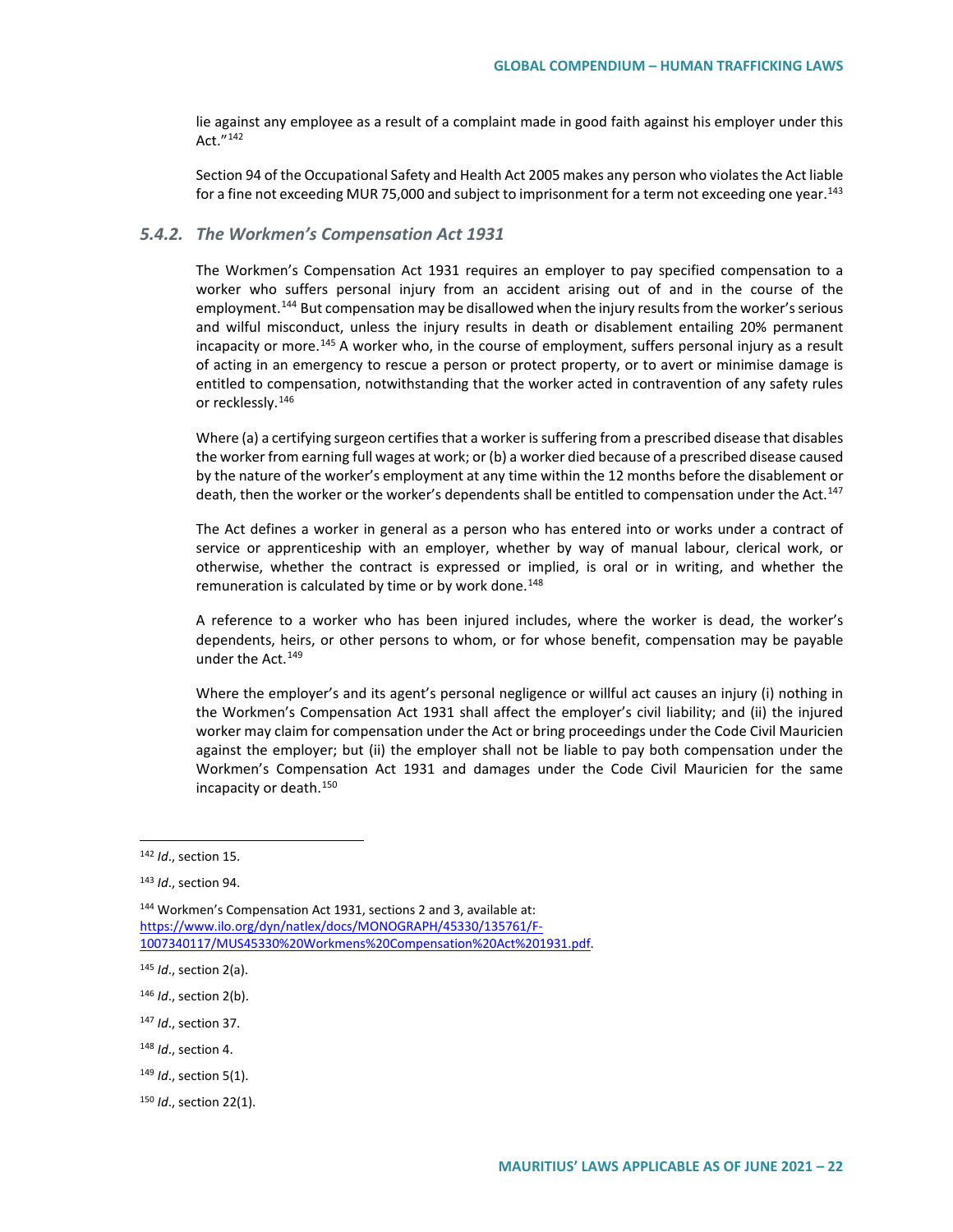lie against any employee as a result of a complaint made in good faith against his employer under this Act."[142]

Section 94 of the Occupational Safety and Health Act 2005 makes any person who violates the Act liable for a fine not exceeding MUR 75,000 and subject to imprisonment for a term not exceeding one year.[143]

### *5.4.2. The Workmen's Compensation Act 1931*

The Workmen's Compensation Act 1931 requires an employer to pay specified compensation to a worker who suffers personal injury from an accident arising out of and in the course of the employment.[144] But compensation may be disallowed when the injury results from the worker's serious and wilful misconduct, unless the injury results in death or disablement entailing 20% permanent incapacity or more.[145] A worker who, in the course of employment, suffers personal injury as a result of acting in an emergency to rescue a person or protect property, or to avert or minimise damage is entitled to compensation, notwithstanding that the worker acted in contravention of any safety rules or recklessly.[146]

Where (a) a certifying surgeon certifies that a worker is suffering from a prescribed disease that disables the worker from earning full wages at work; or (b) a worker died because of a prescribed disease caused by the nature of the worker's employment at any time within the 12 months before the disablement or death, then the worker or the worker's dependents shall be entitled to compensation under the Act.[147]

The Act defines a worker in general as a person who has entered into or works under a contract of service or apprenticeship with an employer, whether by way of manual labour, clerical work, or otherwise, whether the contract is expressed or implied, is oral or in writing, and whether the remuneration is calculated by time or by work done.[148]

A reference to a worker who has been injured includes, where the worker is dead, the worker's dependents, heirs, or other persons to whom, or for whose benefit, compensation may be payable under the Act.[149]

Where the employer's and its agent's personal negligence or willful act causes an injury (i) nothing in the Workmen's Compensation Act 1931 shall affect the employer's civil liability; and (ii) the injured worker may claim for compensation under the Act or bring proceedings under the Code Civil Mauricien against the employer; but (ii) the employer shall not be liable to pay both compensation under the Workmen's Compensation Act 1931 and damages under the Code Civil Mauricien for the same incapacity or death.[150]

---

[142] *Id*., section 15.

[143] *Id*., section 94.

[144] Workmen's Compensation Act 1931, sections 2 and 3, available at: https://www.ilo.org/dyn/natlex/docs/MONOGRAPH/45330/135761/F-1007340117/MUS45330%20Workmens%20Compensation%20Act%201931.pdf.

[145] *Id*., section 2(a).

[146] *Id*., section 2(b).

[147] *Id*., section 37.

[148] *Id*., section 4.

[149] *Id*., section 5(1).

[150] *Id*., section 22(1).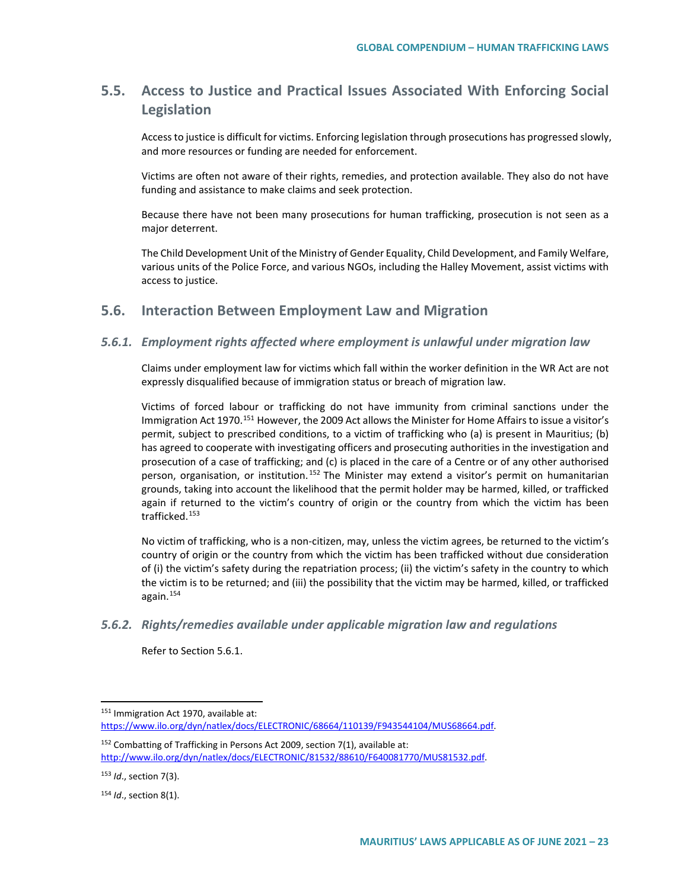## 5.5. Access to Justice and Practical Issues Associated With Enforcing Social Legislation

Access to justice is difficult for victims. Enforcing legislation through prosecutions has progressed slowly, and more resources or funding are needed for enforcement.

Victims are often not aware of their rights, remedies, and protection available. They also do not have funding and assistance to make claims and seek protection.

Because there have not been many prosecutions for human trafficking, prosecution is not seen as a major deterrent.

The Child Development Unit of the Ministry of Gender Equality, Child Development, and Family Welfare, various units of the Police Force, and various NGOs, including the Halley Movement, assist victims with access to justice.

## 5.6. Interaction Between Employment Law and Migration

### *5.6.1. Employment rights affected where employment is unlawful under migration law*

Claims under employment law for victims which fall within the worker definition in the WR Act are not expressly disqualified because of immigration status or breach of migration law.

Victims of forced labour or trafficking do not have immunity from criminal sanctions under the Immigration Act 1970.[151] However, the 2009 Act allows the Minister for Home Affairs to issue a visitor's permit, subject to prescribed conditions, to a victim of trafficking who (a) is present in Mauritius; (b) has agreed to cooperate with investigating officers and prosecuting authorities in the investigation and prosecution of a case of trafficking; and (c) is placed in the care of a Centre or of any other authorised person, organisation, or institution.[152] The Minister may extend a visitor's permit on humanitarian grounds, taking into account the likelihood that the permit holder may be harmed, killed, or trafficked again if returned to the victim's country of origin or the country from which the victim has been trafficked.[153]

No victim of trafficking, who is a non-citizen, may, unless the victim agrees, be returned to the victim's country of origin or the country from which the victim has been trafficked without due consideration of (i) the victim's safety during the repatriation process; (ii) the victim's safety in the country to which the victim is to be returned; and (iii) the possibility that the victim may be harmed, killed, or trafficked again.[154]

### *5.6.2. Rights/remedies available under applicable migration law and regulations*

Refer to Section 5.6.1.

---

[151] Immigration Act 1970, available at: https://www.ilo.org/dyn/natlex/docs/ELECTRONIC/68664/110139/F943544104/MUS68664.pdf.

[152] Combatting of Trafficking in Persons Act 2009, section 7(1), available at: http://www.ilo.org/dyn/natlex/docs/ELECTRONIC/81532/88610/F640081770/MUS81532.pdf.

[153] *Id*., section 7(3).

[154] *Id*., section 8(1).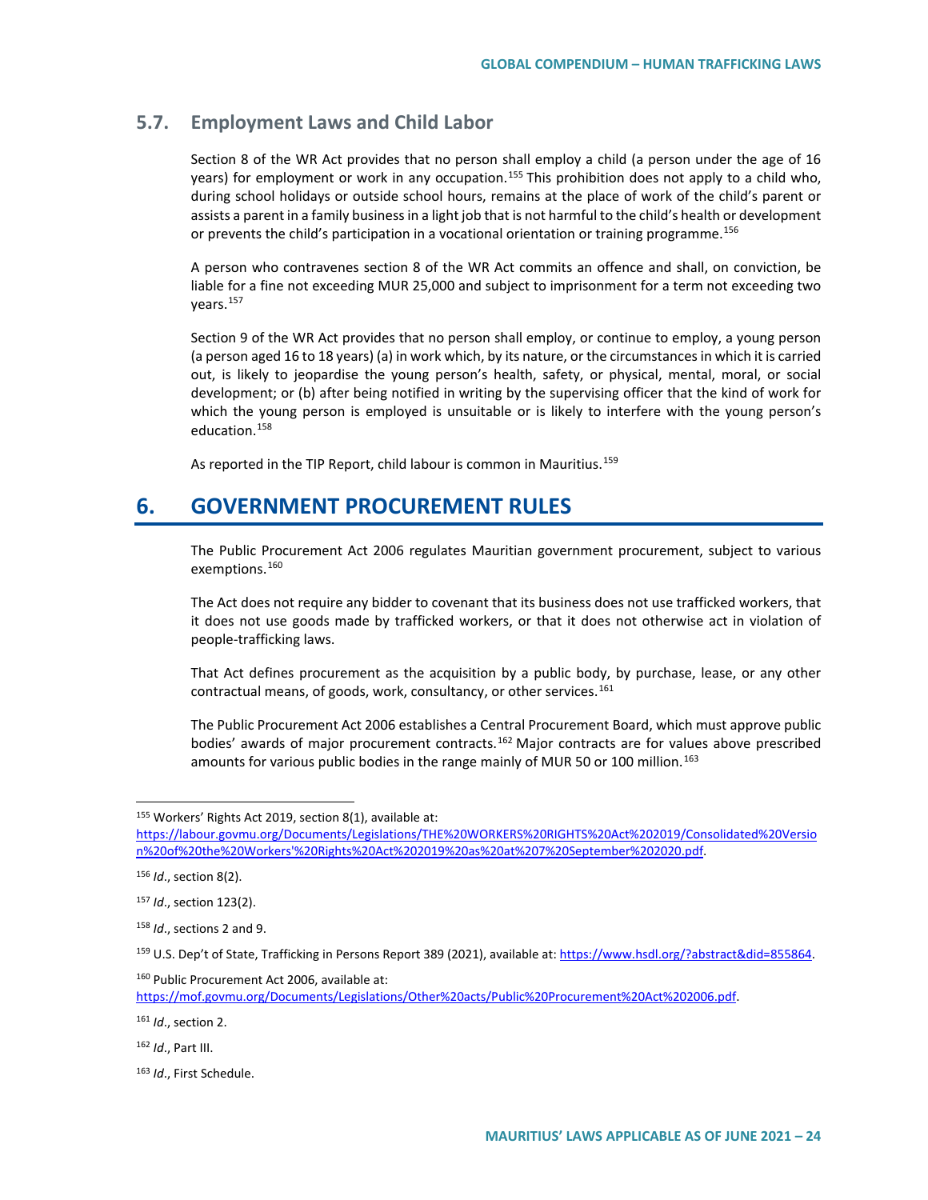### 5.7. Employment Laws and Child Labor

Section 8 of the WR Act provides that no person shall employ a child (a person under the age of 16 years) for employment or work in any occupation.[155] This prohibition does not apply to a child who, during school holidays or outside school hours, remains at the place of work of the child's parent or assists a parent in a family business in a light job that is not harmful to the child's health or development or prevents the child's participation in a vocational orientation or training programme.[156]

A person who contravenes section 8 of the WR Act commits an offence and shall, on conviction, be liable for a fine not exceeding MUR 25,000 and subject to imprisonment for a term not exceeding two years.[157]

Section 9 of the WR Act provides that no person shall employ, or continue to employ, a young person (a person aged 16 to 18 years) (a) in work which, by its nature, or the circumstances in which it is carried out, is likely to jeopardise the young person's health, safety, or physical, mental, moral, or social development; or (b) after being notified in writing by the supervising officer that the kind of work for which the young person is employed is unsuitable or is likely to interfere with the young person's education.[158]

As reported in the TIP Report, child labour is common in Mauritius.[159]

# 6. GOVERNMENT PROCUREMENT RULES

The Public Procurement Act 2006 regulates Mauritian government procurement, subject to various exemptions.[160]

The Act does not require any bidder to covenant that its business does not use trafficked workers, that it does not use goods made by trafficked workers, or that it does not otherwise act in violation of people-trafficking laws.

That Act defines procurement as the acquisition by a public body, by purchase, lease, or any other contractual means, of goods, work, consultancy, or other services.[161]

The Public Procurement Act 2006 establishes a Central Procurement Board, which must approve public bodies' awards of major procurement contracts.[162] Major contracts are for values above prescribed amounts for various public bodies in the range mainly of MUR 50 or 100 million.[163]

---

[155] Workers' Rights Act 2019, section 8(1), available at: https://labour.govmu.org/Documents/Legislations/THE%20WORKERS%20RIGHTS%20Act%202019/Consolidated%20Version%20of%20the%20Workers'%20Rights%20Act%202019%20as%20at%207%20September%202020.pdf.

[156] *Id*., section 8(2).

[157] *Id*., section 123(2).

[158] *Id*., sections 2 and 9.

[159] U.S. Dep't of State, Trafficking in Persons Report 389 (2021), available at: https://www.hsdl.org/?abstract&did=855864.

[160] Public Procurement Act 2006, available at: https://mof.govmu.org/Documents/Legislations/Other%20acts/Public%20Procurement%20Act%202006.pdf.

[161] *Id*., section 2.

[162] *Id*., Part III.

[163] *Id*., First Schedule.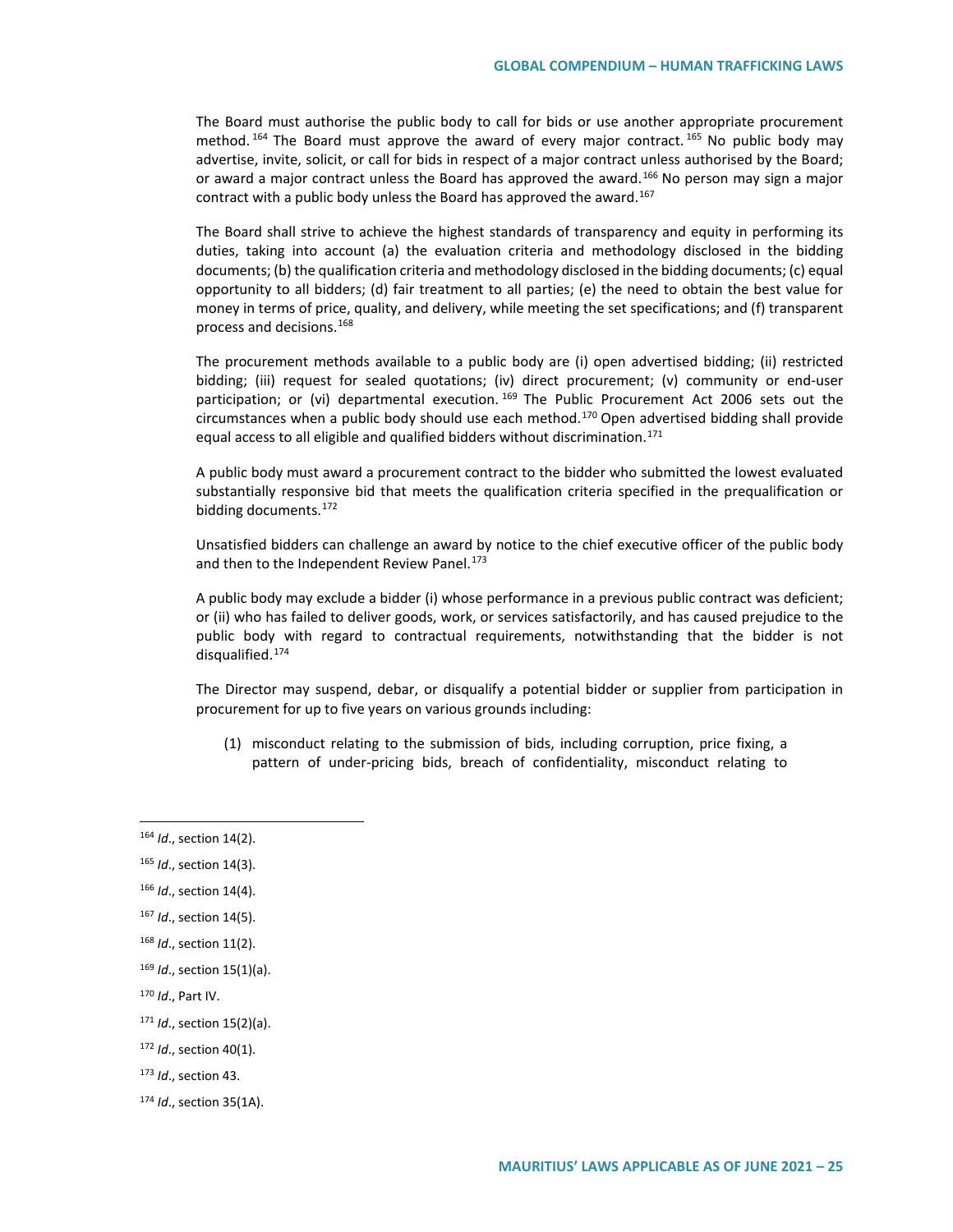The Board must authorise the public body to call for bids or use another appropriate procurement method.[164] The Board must approve the award of every major contract.[165] No public body may advertise, invite, solicit, or call for bids in respect of a major contract unless authorised by the Board; or award a major contract unless the Board has approved the award.[166] No person may sign a major contract with a public body unless the Board has approved the award.[167]

The Board shall strive to achieve the highest standards of transparency and equity in performing its duties, taking into account (a) the evaluation criteria and methodology disclosed in the bidding documents; (b) the qualification criteria and methodology disclosed in the bidding documents; (c) equal opportunity to all bidders; (d) fair treatment to all parties; (e) the need to obtain the best value for money in terms of price, quality, and delivery, while meeting the set specifications; and (f) transparent process and decisions.[168]

The procurement methods available to a public body are (i) open advertised bidding; (ii) restricted bidding; (iii) request for sealed quotations; (iv) direct procurement; (v) community or end-user participation; or (vi) departmental execution.[169] The Public Procurement Act 2006 sets out the circumstances when a public body should use each method.[170] Open advertised bidding shall provide equal access to all eligible and qualified bidders without discrimination.[171]

A public body must award a procurement contract to the bidder who submitted the lowest evaluated substantially responsive bid that meets the qualification criteria specified in the prequalification or bidding documents.[172]

Unsatisfied bidders can challenge an award by notice to the chief executive officer of the public body and then to the Independent Review Panel.[173]

A public body may exclude a bidder (i) whose performance in a previous public contract was deficient; or (ii) who has failed to deliver goods, work, or services satisfactorily, and has caused prejudice to the public body with regard to contractual requirements, notwithstanding that the bidder is not disqualified.[174]

The Director may suspend, debar, or disqualify a potential bidder or supplier from participation in procurement for up to five years on various grounds including:

(1) misconduct relating to the submission of bids, including corruption, price fixing, a pattern of under-pricing bids, breach of confidentiality, misconduct relating to

---

[164] *Id*., section 14(2).

[165] *Id*., section 14(3).

[166] *Id*., section 14(4).

[167] *Id*., section 14(5).

[168] *Id*., section 11(2).

[169] *Id*., section 15(1)(a).

[170] *Id*., Part IV.

[171] *Id*., section 15(2)(a).

[172] *Id*., section 40(1).

[173] *Id*., section 43.

[174] *Id*., section 35(1A).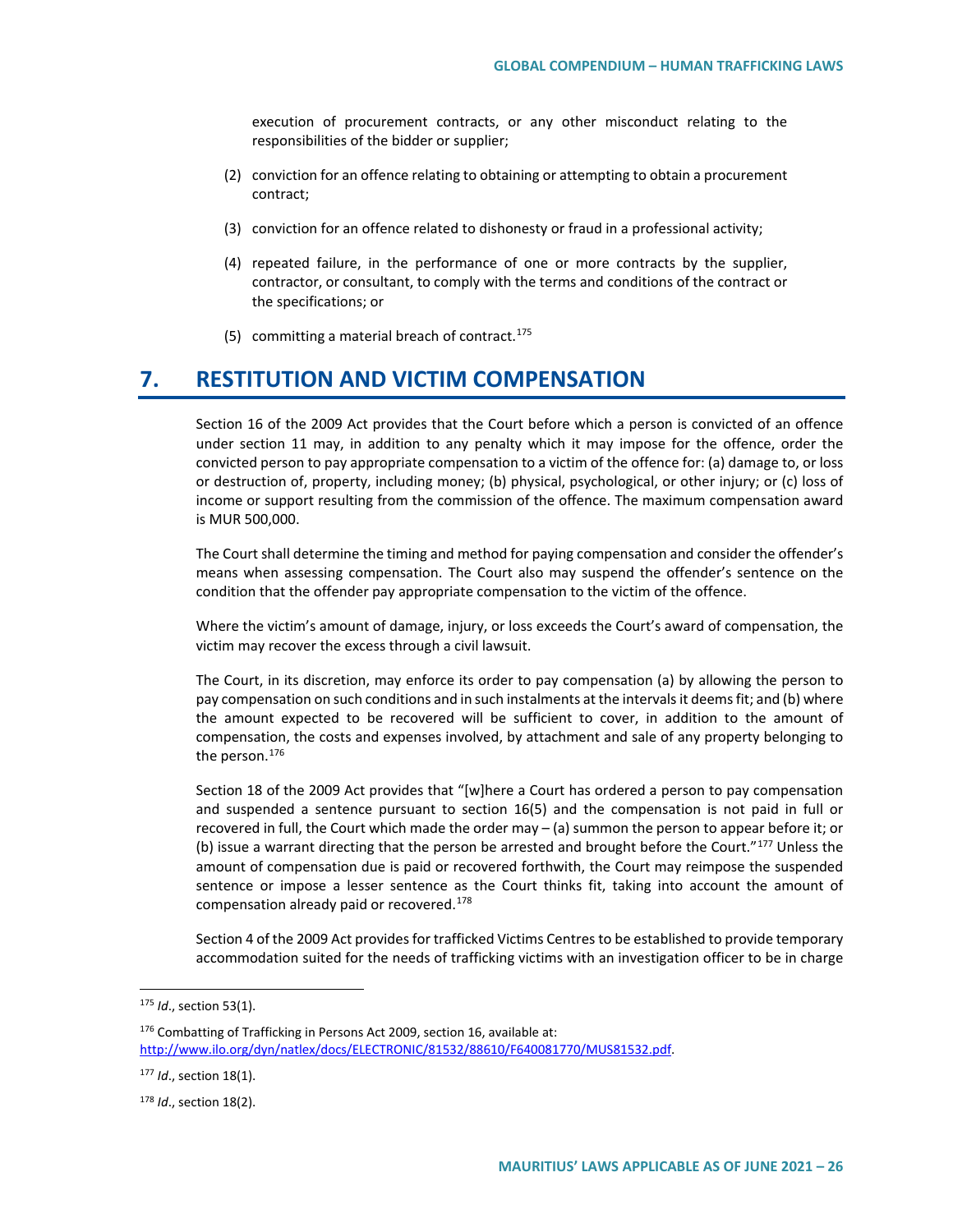execution of procurement contracts, or any other misconduct relating to the responsibilities of the bidder or supplier;

(2) conviction for an offence relating to obtaining or attempting to obtain a procurement contract;

(3) conviction for an offence related to dishonesty or fraud in a professional activity;

(4) repeated failure, in the performance of one or more contracts by the supplier, contractor, or consultant, to comply with the terms and conditions of the contract or the specifications; or

(5) committing a material breach of contract.[175]

## 7. RESTITUTION AND VICTIM COMPENSATION

Section 16 of the 2009 Act provides that the Court before which a person is convicted of an offence under section 11 may, in addition to any penalty which it may impose for the offence, order the convicted person to pay appropriate compensation to a victim of the offence for: (a) damage to, or loss or destruction of, property, including money; (b) physical, psychological, or other injury; or (c) loss of income or support resulting from the commission of the offence. The maximum compensation award is MUR 500,000.

The Court shall determine the timing and method for paying compensation and consider the offender's means when assessing compensation. The Court also may suspend the offender's sentence on the condition that the offender pay appropriate compensation to the victim of the offence.

Where the victim's amount of damage, injury, or loss exceeds the Court's award of compensation, the victim may recover the excess through a civil lawsuit.

The Court, in its discretion, may enforce its order to pay compensation (a) by allowing the person to pay compensation on such conditions and in such instalments at the intervals it deems fit; and (b) where the amount expected to be recovered will be sufficient to cover, in addition to the amount of compensation, the costs and expenses involved, by attachment and sale of any property belonging to the person.[176]

Section 18 of the 2009 Act provides that "[w]here a Court has ordered a person to pay compensation and suspended a sentence pursuant to section 16(5) and the compensation is not paid in full or recovered in full, the Court which made the order may – (a) summon the person to appear before it; or (b) issue a warrant directing that the person be arrested and brought before the Court."[177] Unless the amount of compensation due is paid or recovered forthwith, the Court may reimpose the suspended sentence or impose a lesser sentence as the Court thinks fit, taking into account the amount of compensation already paid or recovered.[178]

Section 4 of the 2009 Act provides for trafficked Victims Centres to be established to provide temporary accommodation suited for the needs of trafficking victims with an investigation officer to be in charge

---

[175] *Id*., section 53(1).

[176] Combatting of Trafficking in Persons Act 2009, section 16, available at: http://www.ilo.org/dyn/natlex/docs/ELECTRONIC/81532/88610/F640081770/MUS81532.pdf.

[177] *Id*., section 18(1).

[178] *Id*., section 18(2).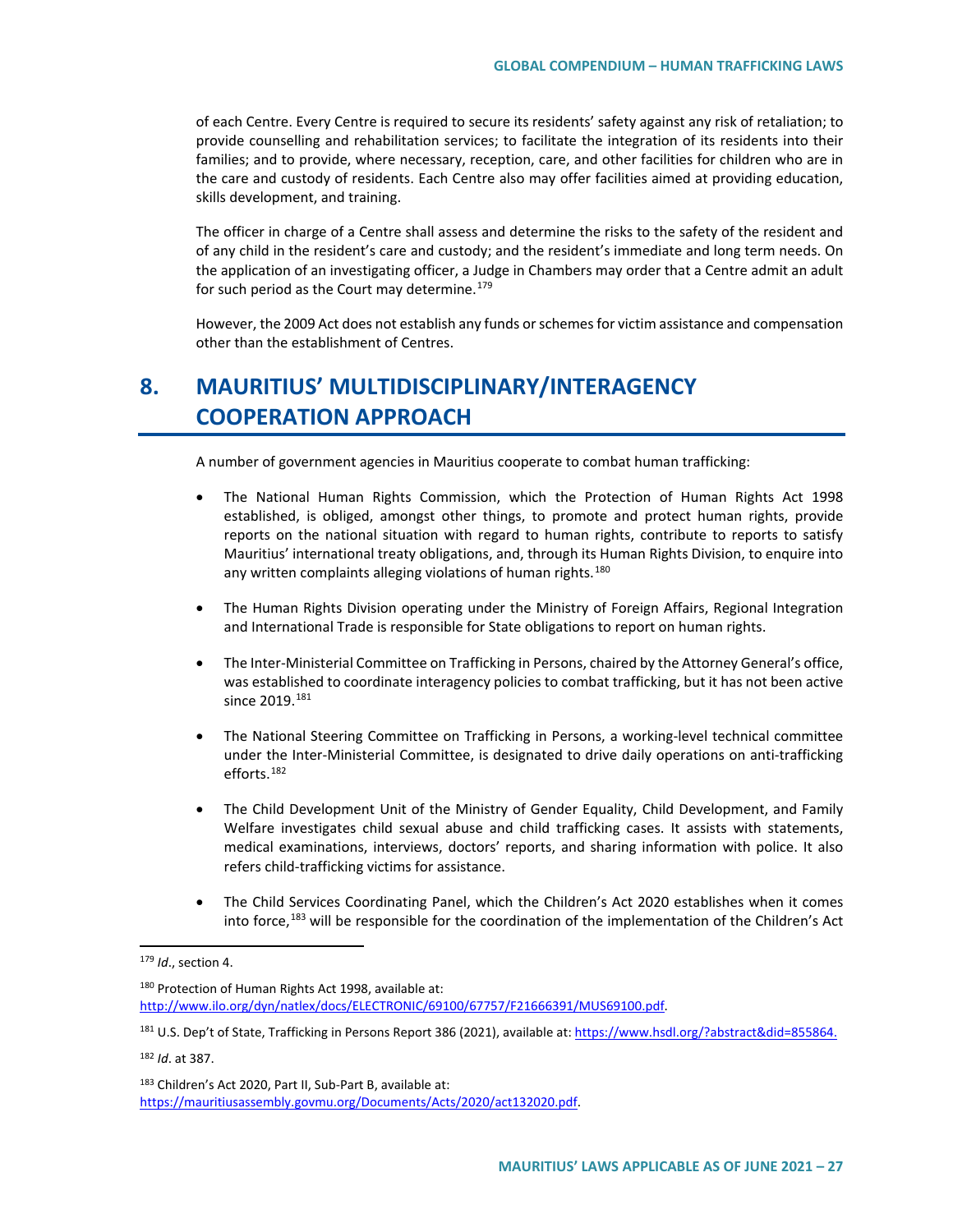of each Centre. Every Centre is required to secure its residents' safety against any risk of retaliation; to provide counselling and rehabilitation services; to facilitate the integration of its residents into their families; and to provide, where necessary, reception, care, and other facilities for children who are in the care and custody of residents. Each Centre also may offer facilities aimed at providing education, skills development, and training.

The officer in charge of a Centre shall assess and determine the risks to the safety of the resident and of any child in the resident's care and custody; and the resident's immediate and long term needs. On the application of an investigating officer, a Judge in Chambers may order that a Centre admit an adult for such period as the Court may determine.[179]

However, the 2009 Act does not establish any funds or schemes for victim assistance and compensation other than the establishment of Centres.

## 8. MAURITIUS' MULTIDISCIPLINARY/INTERAGENCY COOPERATION APPROACH

A number of government agencies in Mauritius cooperate to combat human trafficking:

- The National Human Rights Commission, which the Protection of Human Rights Act 1998 established, is obliged, amongst other things, to promote and protect human rights, provide reports on the national situation with regard to human rights, contribute to reports to satisfy Mauritius' international treaty obligations, and, through its Human Rights Division, to enquire into any written complaints alleging violations of human rights.[180]
- The Human Rights Division operating under the Ministry of Foreign Affairs, Regional Integration and International Trade is responsible for State obligations to report on human rights.
- The Inter-Ministerial Committee on Trafficking in Persons, chaired by the Attorney General's office, was established to coordinate interagency policies to combat trafficking, but it has not been active since 2019.[181]
- The National Steering Committee on Trafficking in Persons, a working-level technical committee under the Inter-Ministerial Committee, is designated to drive daily operations on anti-trafficking efforts.[182]
- The Child Development Unit of the Ministry of Gender Equality, Child Development, and Family Welfare investigates child sexual abuse and child trafficking cases. It assists with statements, medical examinations, interviews, doctors' reports, and sharing information with police. It also refers child-trafficking victims for assistance.
- The Child Services Coordinating Panel, which the Children's Act 2020 establishes when it comes into force,[183] will be responsible for the coordination of the implementation of the Children's Act

---

[179] *Id*., section 4.

[180] Protection of Human Rights Act 1998, available at: http://www.ilo.org/dyn/natlex/docs/ELECTRONIC/69100/67757/F21666391/MUS69100.pdf.

[181] U.S. Dep't of State, Trafficking in Persons Report 386 (2021), available at: https://www.hsdl.org/?abstract&did=855864.

[182] *Id*. at 387.

[183] Children's Act 2020, Part II, Sub-Part B, available at: https://mauritiusassembly.govmu.org/Documents/Acts/2020/act132020.pdf.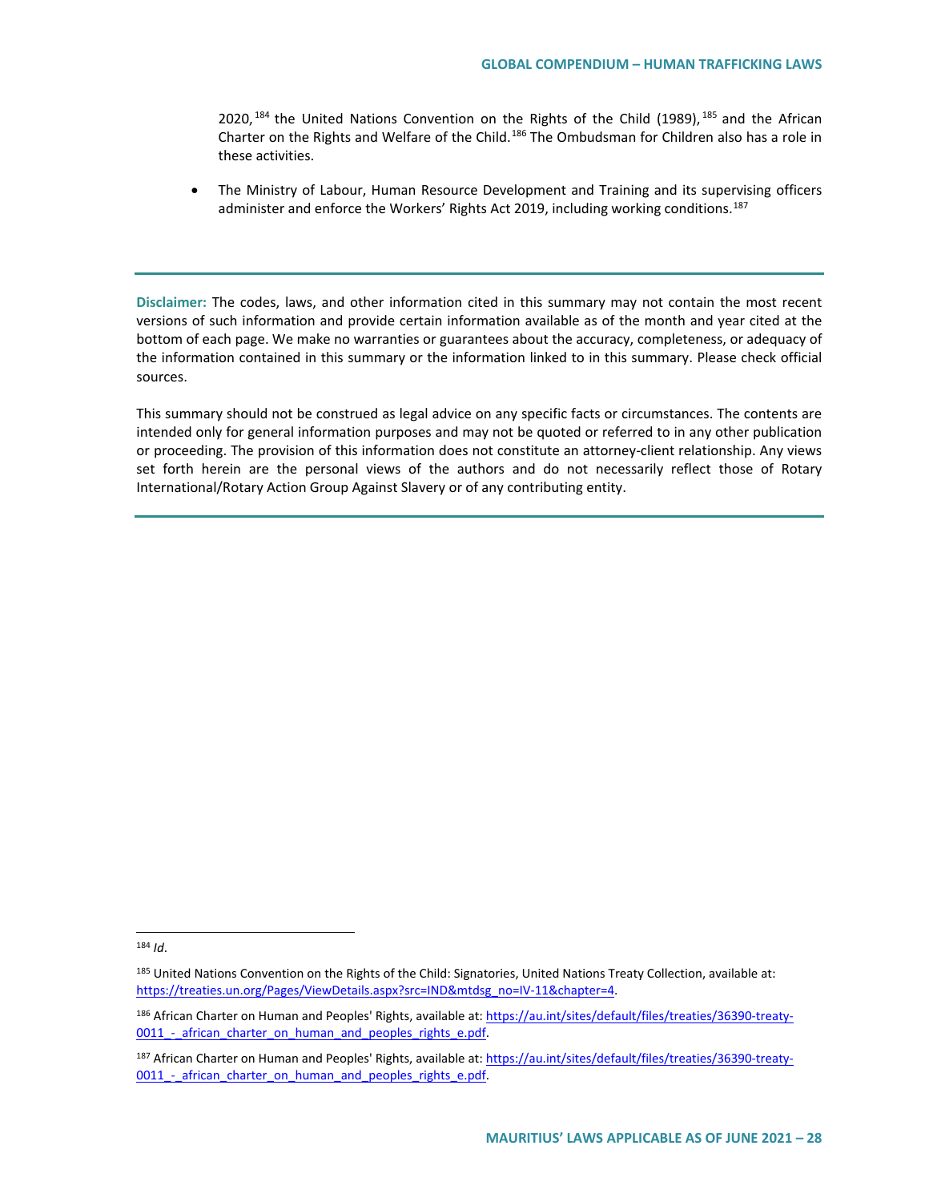2020,[184] the United Nations Convention on the Rights of the Child (1989),[185] and the African Charter on the Rights and Welfare of the Child.[186] The Ombudsman for Children also has a role in these activities.

- The Ministry of Labour, Human Resource Development and Training and its supervising officers administer and enforce the Workers' Rights Act 2019, including working conditions.[187]

---

**Disclaimer:** The codes, laws, and other information cited in this summary may not contain the most recent versions of such information and provide certain information available as of the month and year cited at the bottom of each page. We make no warranties or guarantees about the accuracy, completeness, or adequacy of the information contained in this summary or the information linked to in this summary. Please check official sources.

This summary should not be construed as legal advice on any specific facts or circumstances. The contents are intended only for general information purposes and may not be quoted or referred to in any other publication or proceeding. The provision of this information does not constitute an attorney-client relationship. Any views set forth herein are the personal views of the authors and do not necessarily reflect those of Rotary International/Rotary Action Group Against Slavery or of any contributing entity.

---

[184] *Id*.

[185] United Nations Convention on the Rights of the Child: Signatories, United Nations Treaty Collection, available at: https://treaties.un.org/Pages/ViewDetails.aspx?src=IND&mtdsg_no=IV-11&chapter=4.

[186] African Charter on Human and Peoples' Rights, available at: https://au.int/sites/default/files/treaties/36390-treaty-0011_-_african_charter_on_human_and_peoples_rights_e.pdf.

[187] African Charter on Human and Peoples' Rights, available at: https://au.int/sites/default/files/treaties/36390-treaty-0011_-_african_charter_on_human_and_peoples_rights_e.pdf.